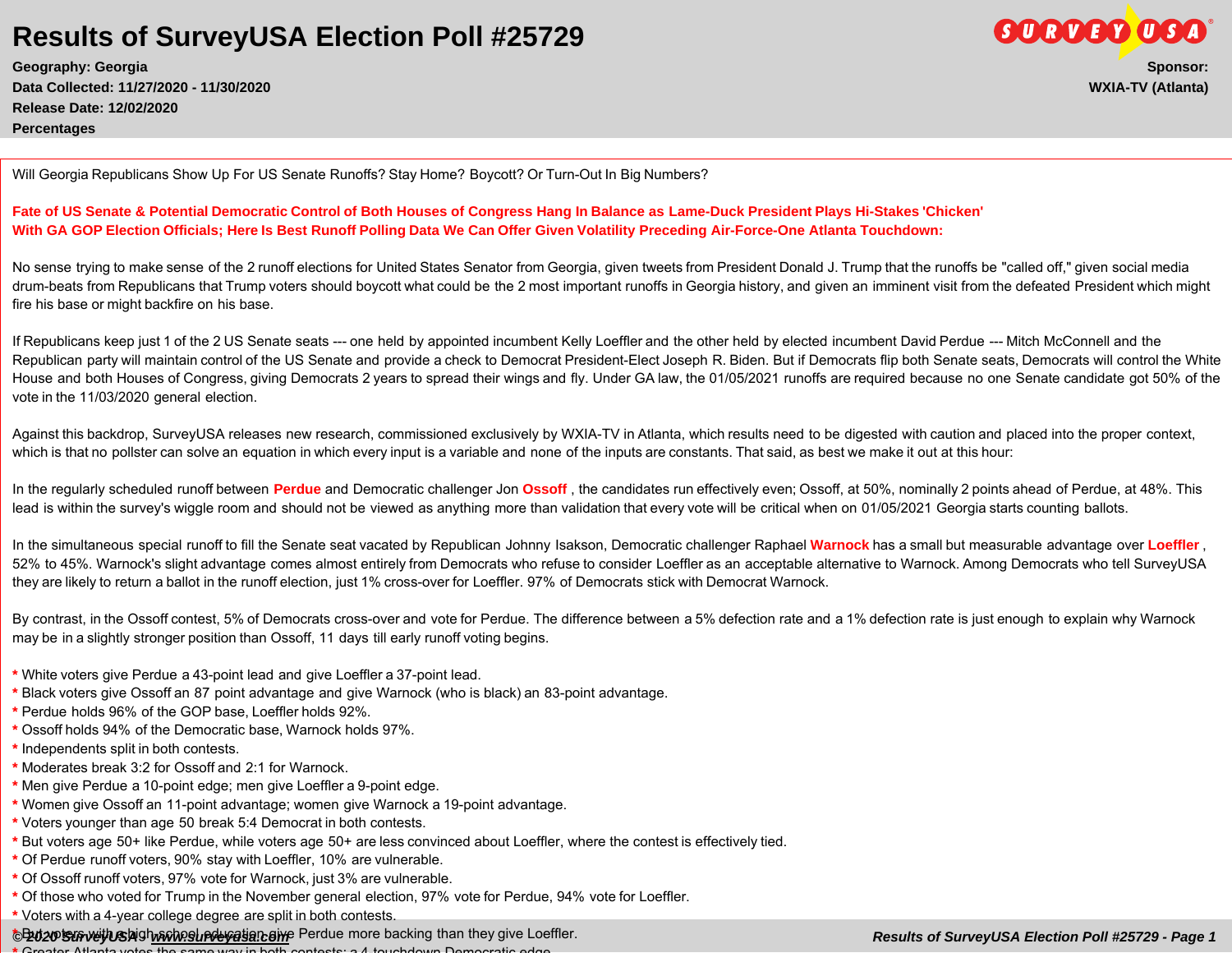# Results of SurveyUSA Election Poll #25729

**Geography: Georgia**
**Data Collected: 11/27/2020 - 11/30/2020**
**Release Date: 12/02/2020**
**Percentages**

**Sponsor:**
**WXIA-TV (Atlanta)**

Will Georgia Republicans Show Up For US Senate Runoffs? Stay Home? Boycott? Or Turn-Out In Big Numbers?

**Fate of US Senate & Potential Democratic Control of Both Houses of Congress Hang In Balance as Lame-Duck President Plays Hi-Stakes 'Chicken' With GA GOP Election Officials; Here Is Best Runoff Polling Data We Can Offer Given Volatility Preceding Air-Force-One Atlanta Touchdown:**

No sense trying to make sense of the 2 runoff elections for United States Senator from Georgia, given tweets from President Donald J. Trump that the runoffs be "called off," given social media drum-beats from Republicans that Trump voters should boycott what could be the 2 most important runoffs in Georgia history, and given an imminent visit from the defeated President which might fire his base or might backfire on his base.

If Republicans keep just 1 of the 2 US Senate seats --- one held by appointed incumbent Kelly Loeffler and the other held by elected incumbent David Perdue --- Mitch McConnell and the Republican party will maintain control of the US Senate and provide a check to Democrat President-Elect Joseph R. Biden. But if Democrats flip both Senate seats, Democrats will control the White House and both Houses of Congress, giving Democrats 2 years to spread their wings and fly. Under GA law, the 01/05/2021 runoffs are required because no one Senate candidate got 50% of the vote in the 11/03/2020 general election.

Against this backdrop, SurveyUSA releases new research, commissioned exclusively by WXIA-TV in Atlanta, which results need to be digested with caution and placed into the proper context, which is that no pollster can solve an equation in which every input is a variable and none of the inputs are constants. That said, as best we make it out at this hour:

In the regularly scheduled runoff between **Perdue** and Democratic challenger Jon **Ossoff** , the candidates run effectively even; Ossoff, at 50%, nominally 2 points ahead of Perdue, at 48%. This lead is within the survey's wiggle room and should not be viewed as anything more than validation that every vote will be critical when on 01/05/2021 Georgia starts counting ballots.

In the simultaneous special runoff to fill the Senate seat vacated by Republican Johnny Isakson, Democratic challenger Raphael **Warnock** has a small but measurable advantage over **Loeffler** , 52% to 45%. Warnock's slight advantage comes almost entirely from Democrats who refuse to consider Loeffler as an acceptable alternative to Warnock. Among Democrats who tell SurveyUSA they are likely to return a ballot in the runoff election, just 1% cross-over for Loeffler. 97% of Democrats stick with Democrat Warnock.

By contrast, in the Ossoff contest, 5% of Democrats cross-over and vote for Perdue. The difference between a 5% defection rate and a 1% defection rate is just enough to explain why Warnock may be in a slightly stronger position than Ossoff, 11 days till early runoff voting begins.

* White voters give Perdue a 43-point lead and give Loeffler a 37-point lead.
* Black voters give Ossoff an 87 point advantage and give Warnock (who is black) an 83-point advantage.
* Perdue holds 96% of the GOP base, Loeffler holds 92%.
* Ossoff holds 94% of the Democratic base, Warnock holds 97%.
* Independents split in both contests.
* Moderates break 3:2 for Ossoff and 2:1 for Warnock.
* Men give Perdue a 10-point edge; men give Loeffler a 9-point edge.
* Women give Ossoff an 11-point advantage; women give Warnock a 19-point advantage.
* Voters younger than age 50 break 5:4 Democrat in both contests.
* But voters age 50+ like Perdue, while voters age 50+ are less convinced about Loeffler, where the contest is effectively tied.
* Of Perdue runoff voters, 90% stay with Loeffler, 10% are vulnerable.
* Of Ossoff runoff voters, 97% vote for Warnock, just 3% are vulnerable.
* Of those who voted for Trump in the November general election, 97% vote for Perdue, 94% vote for Loeffler.
* Voters with a 4-year college degree are split in both contests.
* But voters with a high school education give Perdue more backing than they give Loeffler.
* Greater Atlanta votes the same way in both contests; a 4-touchdown Democratic edge.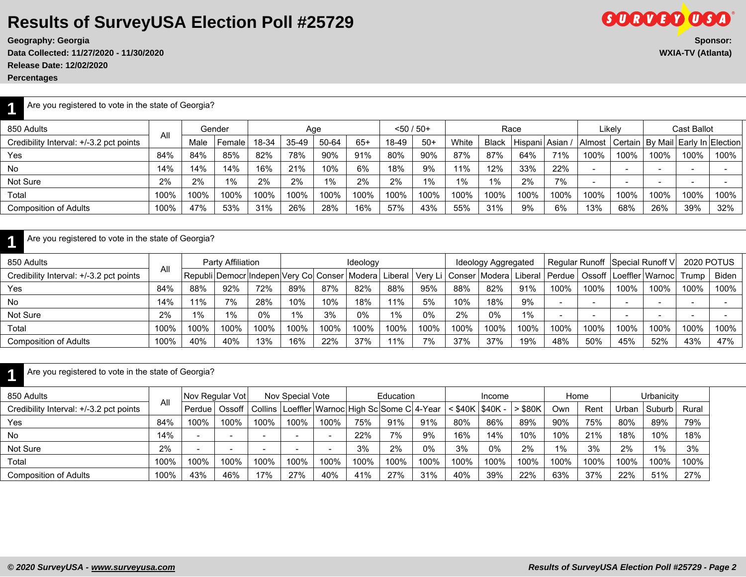# Results of SurveyUSA Election Poll #25729

**Geography: Georgia**
**Data Collected: 11/27/2020 - 11/30/2020**
**Release Date: 12/02/2020**
**Percentages**

**Sponsor:**
**WXIA-TV (Atlanta)**

## 1 Are you registered to vote in the state of Georgia?

| 850 Adults | All | Gender | | Age | | | | <50 / 50+ | | Race | | | | Likely | | Cast Ballot | | |
|---|---|---|---|---|---|---|---|---|---|---|---|---|---|---|---|---|---|---|
| Credibility Interval: +/-3.2 pct points | | Male | Female | 18-34 | 35-49 | 50-64 | 65+ | 18-49 | 50+ | White | Black | Hispani | Asian / | Almost | Certain | By Mail | Early In | Election |
| Yes | 84% | 84% | 85% | 82% | 78% | 90% | 91% | 80% | 90% | 87% | 87% | 64% | 71% | 100% | 100% | 100% | 100% | 100% |
| No | 14% | 14% | 14% | 16% | 21% | 10% | 6% | 18% | 9% | 11% | 12% | 33% | 22% | - | - | - | - | - |
| Not Sure | 2% | 2% | 1% | 2% | 2% | 1% | 2% | 2% | 1% | 1% | 1% | 2% | 7% | - | - | - | - | - |
| Total | 100% | 100% | 100% | 100% | 100% | 100% | 100% | 100% | 100% | 100% | 100% | 100% | 100% | 100% | 100% | 100% | 100% | 100% |
| Composition of Adults | 100% | 47% | 53% | 31% | 26% | 28% | 16% | 57% | 43% | 55% | 31% | 9% | 6% | 13% | 68% | 26% | 39% | 32% |

## 1 Are you registered to vote in the state of Georgia?

| 850 Adults | All | Party Affiliation | | | Ideology | | | | | Ideology Aggregated | | | Regular Runoff | | Special Runoff V | | 2020 POTUS | |
|---|---|---|---|---|---|---|---|---|---|---|---|---|---|---|---|---|---|---|
| Credibility Interval: +/-3.2 pct points | | Republi | Democr | Indepen | Very Co | Conser | Modera | Liberal | Very Li | Conser | Modera | Liberal | Perdue | Ossoff | Loeffler | Warnoc | Trump | Biden |
| Yes | 84% | 88% | 92% | 72% | 89% | 87% | 82% | 88% | 95% | 88% | 82% | 91% | 100% | 100% | 100% | 100% | 100% | 100% |
| No | 14% | 11% | 7% | 28% | 10% | 10% | 18% | 11% | 5% | 10% | 18% | 9% | - | - | - | - | - | - |
| Not Sure | 2% | 1% | 1% | 0% | 1% | 3% | 0% | 1% | 0% | 2% | 0% | 1% | - | - | - | - | - | - |
| Total | 100% | 100% | 100% | 100% | 100% | 100% | 100% | 100% | 100% | 100% | 100% | 100% | 100% | 100% | 100% | 100% | 100% | 100% |
| Composition of Adults | 100% | 40% | 40% | 13% | 16% | 22% | 37% | 11% | 7% | 37% | 37% | 19% | 48% | 50% | 45% | 52% | 43% | 47% |

## 1 Are you registered to vote in the state of Georgia?

| 850 Adults | All | Nov Regular Vot | | Nov Special Vote | | | Education | | | Income | | | Home | | Urbanicity | | |
|---|---|---|---|---|---|---|---|---|---|---|---|---|---|---|---|---|---|
| Credibility Interval: +/-3.2 pct points | | Perdue | Ossoff | Collins | Loeffler | Warnoc | High Sc | Some C | 4-Year | < $40K | $40K - | > $80K | Own | Rent | Urban | Suburb | Rural |
| Yes | 84% | 100% | 100% | 100% | 100% | 100% | 75% | 91% | 91% | 80% | 86% | 89% | 90% | 75% | 80% | 89% | 79% |
| No | 14% | - | - | - | - | - | 22% | 7% | 9% | 16% | 14% | 10% | 10% | 21% | 18% | 10% | 18% |
| Not Sure | 2% | - | - | - | - | - | 3% | 2% | 0% | 3% | 0% | 2% | 1% | 3% | 2% | 1% | 3% |
| Total | 100% | 100% | 100% | 100% | 100% | 100% | 100% | 100% | 100% | 100% | 100% | 100% | 100% | 100% | 100% | 100% | 100% |
| Composition of Adults | 100% | 43% | 46% | 17% | 27% | 40% | 41% | 27% | 31% | 40% | 39% | 22% | 63% | 37% | 22% | 51% | 27% |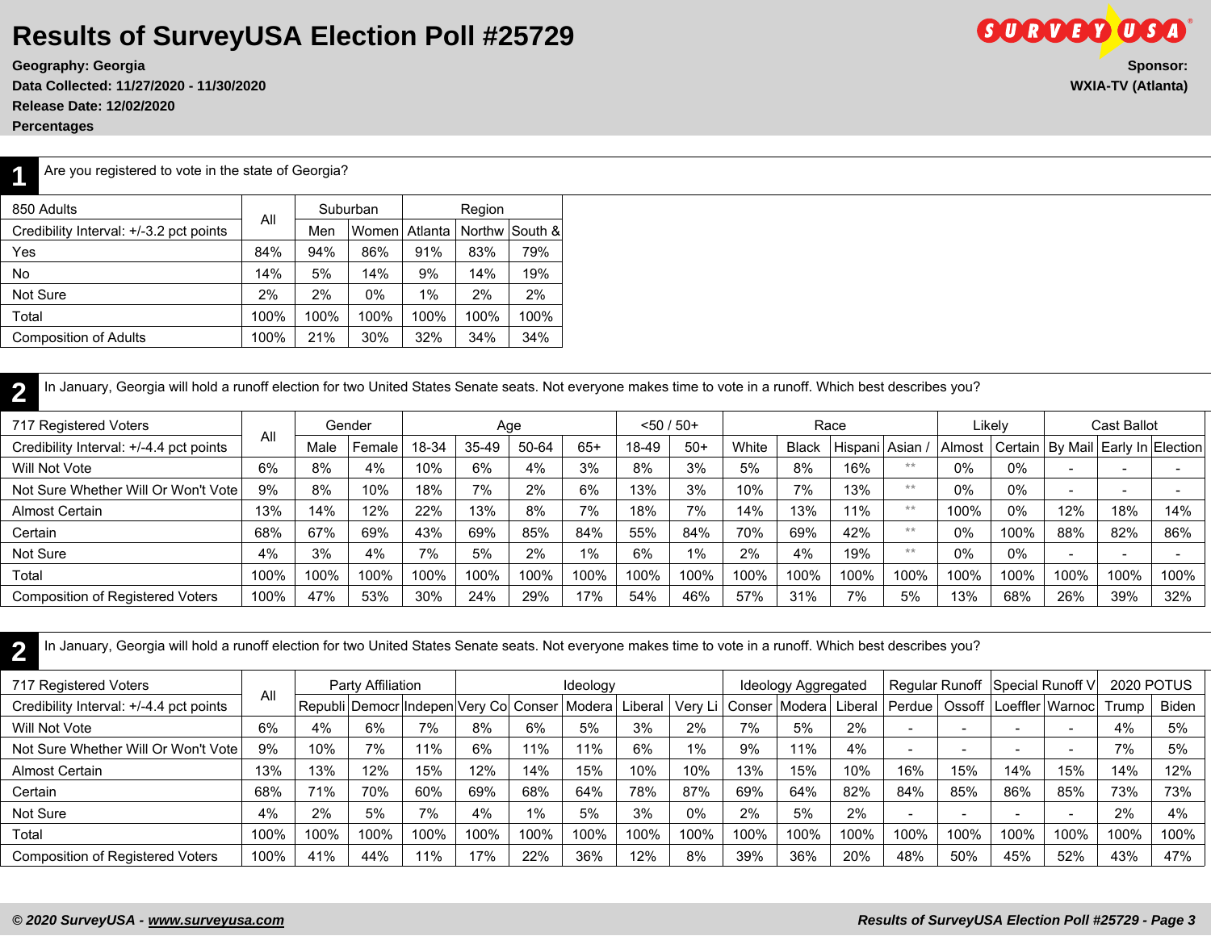# Results of SurveyUSA Election Poll #25729

**Geography: Georgia**
**Data Collected: 11/27/2020 - 11/30/2020**
**Release Date: 12/02/2020**
**Percentages**

**Sponsor:**
**WXIA-TV (Atlanta)**

## 1

Are you registered to vote in the state of Georgia?

| 850 Adults | All | Suburban | | Region | | |
|---|---|---|---|---|---|---|
| Credibility Interval: +/-3.2 pct points | | Men | Women | Atlanta | Northw | South & |
| Yes | 84% | 94% | 86% | 91% | 83% | 79% |
| No | 14% | 5% | 14% | 9% | 14% | 19% |
| Not Sure | 2% | 2% | 0% | 1% | 2% | 2% |
| Total | 100% | 100% | 100% | 100% | 100% | 100% |
| Composition of Adults | 100% | 21% | 30% | 32% | 34% | 34% |

## 2

In January, Georgia will hold a runoff election for two United States Senate seats. Not everyone makes time to vote in a runoff. Which best describes you?

| 717 Registered Voters | All | Gender | | Age | | | | <50 / 50+ | | Race | | | | Likely | | Cast Ballot | | |
|---|---|---|---|---|---|---|---|---|---|---|---|---|---|---|---|---|---|---|
| Credibility Interval: +/-4.4 pct points | | Male | Female | 18-34 | 35-49 | 50-64 | 65+ | 18-49 | 50+ | White | Black | Hispani | Asian / | Almost | Certain | By Mail | Early In | Election |
| Will Not Vote | 6% | 8% | 4% | 10% | 6% | 4% | 3% | 8% | 3% | 5% | 8% | 16% | ** | 0% | 0% | - | - | - |
| Not Sure Whether Will Or Won't Vote | 9% | 8% | 10% | 18% | 7% | 2% | 6% | 13% | 3% | 10% | 7% | 13% | ** | 0% | 0% | - | - | - |
| Almost Certain | 13% | 14% | 12% | 22% | 13% | 8% | 7% | 18% | 7% | 14% | 13% | 11% | ** | 100% | 0% | 12% | 18% | 14% |
| Certain | 68% | 67% | 69% | 43% | 69% | 85% | 84% | 55% | 84% | 70% | 69% | 42% | ** | 0% | 100% | 88% | 82% | 86% |
| Not Sure | 4% | 3% | 4% | 7% | 5% | 2% | 1% | 6% | 1% | 2% | 4% | 19% | ** | 0% | 0% | - | - | - |
| Total | 100% | 100% | 100% | 100% | 100% | 100% | 100% | 100% | 100% | 100% | 100% | 100% | 100% | 100% | 100% | 100% | 100% | 100% |
| Composition of Registered Voters | 100% | 47% | 53% | 30% | 24% | 29% | 17% | 54% | 46% | 57% | 31% | 7% | 5% | 13% | 68% | 26% | 39% | 32% |

## 2

In January, Georgia will hold a runoff election for two United States Senate seats. Not everyone makes time to vote in a runoff. Which best describes you?

| 717 Registered Voters | All | Party Affiliation | | | Ideology | | | | | Ideology Aggregated | | | Regular Runoff | | Special Runoff V | | 2020 POTUS | |
|---|---|---|---|---|---|---|---|---|---|---|---|---|---|---|---|---|---|---|
| Credibility Interval: +/-4.4 pct points | | Republi | Democr | Indepen | Very Co | Conser | Modera | Liberal | Very Li | Conser | Modera | Liberal | Perdue | Ossoff | Loeffler | Warnoc | Trump | Biden |
| Will Not Vote | 6% | 4% | 6% | 7% | 8% | 6% | 5% | 3% | 2% | 7% | 5% | 2% | - | - | - | - | 4% | 5% |
| Not Sure Whether Will Or Won't Vote | 9% | 10% | 7% | 11% | 6% | 11% | 11% | 6% | 1% | 9% | 11% | 4% | - | - | - | - | 7% | 5% |
| Almost Certain | 13% | 13% | 12% | 15% | 12% | 14% | 15% | 10% | 10% | 13% | 15% | 10% | 16% | 15% | 14% | 15% | 14% | 12% |
| Certain | 68% | 71% | 70% | 60% | 69% | 68% | 64% | 78% | 87% | 69% | 64% | 82% | 84% | 85% | 86% | 85% | 73% | 73% |
| Not Sure | 4% | 2% | 5% | 7% | 4% | 1% | 5% | 3% | 0% | 2% | 5% | 2% | - | - | - | - | 2% | 4% |
| Total | 100% | 100% | 100% | 100% | 100% | 100% | 100% | 100% | 100% | 100% | 100% | 100% | 100% | 100% | 100% | 100% | 100% | 100% |
| Composition of Registered Voters | 100% | 41% | 44% | 11% | 17% | 22% | 36% | 12% | 8% | 39% | 36% | 20% | 48% | 50% | 45% | 52% | 43% | 47% |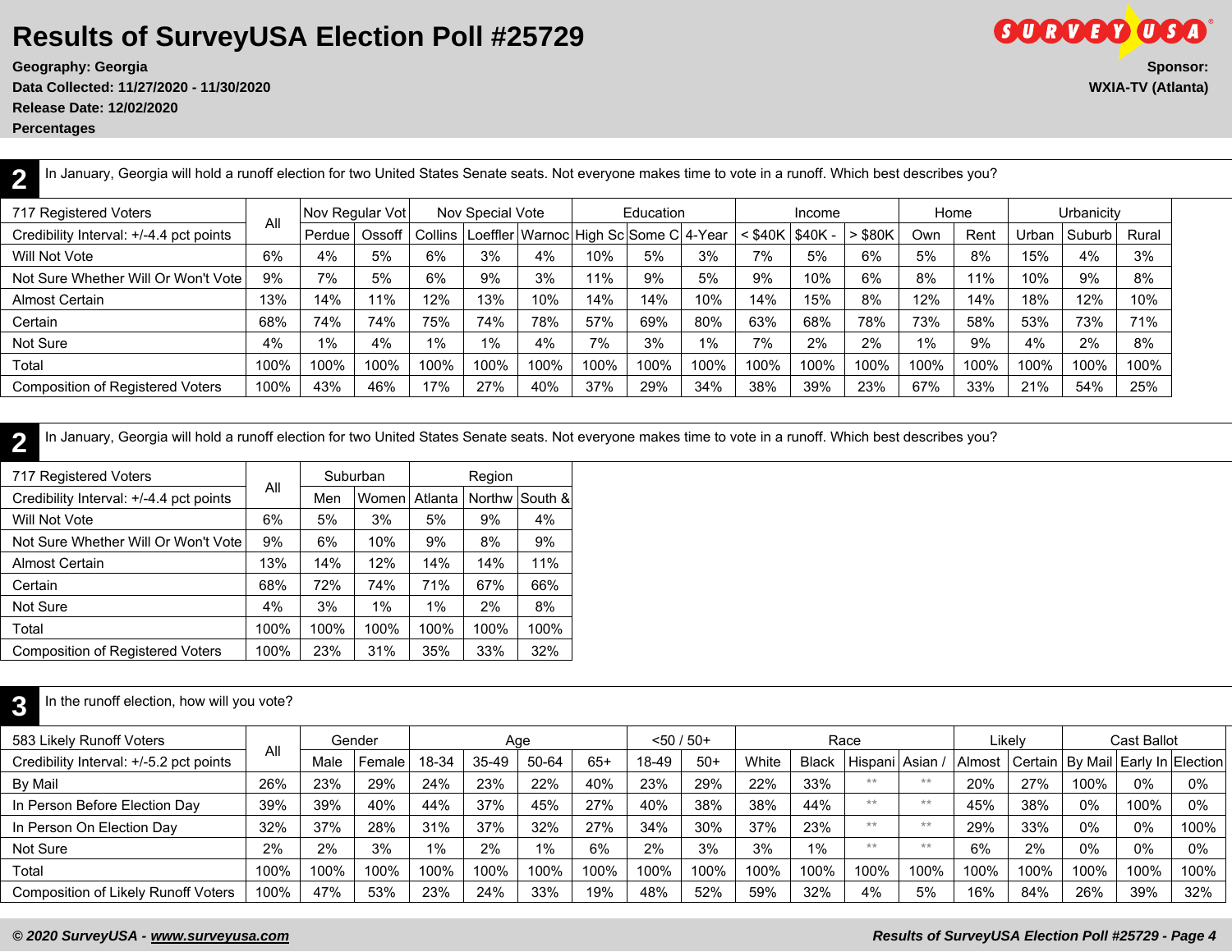# Results of SurveyUSA Election Poll #25729

**Geography: Georgia**
**Data Collected: 11/27/2020 - 11/30/2020**
**Release Date: 12/02/2020**
**Percentages**

**Sponsor:**
**WXIA-TV (Atlanta)**

## 2

In January, Georgia will hold a runoff election for two United States Senate seats. Not everyone makes time to vote in a runoff. Which best describes you?

| 717 Registered Voters | All | Nov Regular Vot | | Nov Special Vote | | | Education | | | Income | | | Home | | Urbanicity | | |
|---|---|---|---|---|---|---|---|---|---|---|---|---|---|---|---|---|---|
| Credibility Interval: +/-4.4 pct points | | Perdue | Ossoff | Collins | Loeffler | Warnoc | High Sc | Some C | 4-Year | < $40K | $40K - | > $80K | Own | Rent | Urban | Suburb | Rural |
| Will Not Vote | 6% | 4% | 5% | 6% | 3% | 4% | 10% | 5% | 3% | 7% | 5% | 6% | 5% | 8% | 15% | 4% | 3% |
| Not Sure Whether Will Or Won't Vote | 9% | 7% | 5% | 6% | 9% | 3% | 11% | 9% | 5% | 9% | 10% | 6% | 8% | 11% | 10% | 9% | 8% |
| Almost Certain | 13% | 14% | 11% | 12% | 13% | 10% | 14% | 14% | 10% | 14% | 15% | 8% | 12% | 14% | 18% | 12% | 10% |
| Certain | 68% | 74% | 74% | 75% | 74% | 78% | 57% | 69% | 80% | 63% | 68% | 78% | 73% | 58% | 53% | 73% | 71% |
| Not Sure | 4% | 1% | 4% | 1% | 1% | 4% | 7% | 3% | 1% | 7% | 2% | 2% | 1% | 9% | 4% | 2% | 8% |
| Total | 100% | 100% | 100% | 100% | 100% | 100% | 100% | 100% | 100% | 100% | 100% | 100% | 100% | 100% | 100% | 100% | 100% |
| Composition of Registered Voters | 100% | 43% | 46% | 17% | 27% | 40% | 37% | 29% | 34% | 38% | 39% | 23% | 67% | 33% | 21% | 54% | 25% |

## 2

In January, Georgia will hold a runoff election for two United States Senate seats. Not everyone makes time to vote in a runoff. Which best describes you?

| 717 Registered Voters | All | Suburban | | Region | | |
|---|---|---|---|---|---|---|
| Credibility Interval: +/-4.4 pct points | | Men | Women | Atlanta | Northw | South & |
| Will Not Vote | 6% | 5% | 3% | 5% | 9% | 4% |
| Not Sure Whether Will Or Won't Vote | 9% | 6% | 10% | 9% | 8% | 9% |
| Almost Certain | 13% | 14% | 12% | 14% | 14% | 11% |
| Certain | 68% | 72% | 74% | 71% | 67% | 66% |
| Not Sure | 4% | 3% | 1% | 1% | 2% | 8% |
| Total | 100% | 100% | 100% | 100% | 100% | 100% |
| Composition of Registered Voters | 100% | 23% | 31% | 35% | 33% | 32% |

## 3

In the runoff election, how will you vote?

| 583 Likely Runoff Voters | All | Gender | | Age | | | | <50 / 50+ | | Race | | | | Likely | | Cast Ballot | | |
|---|---|---|---|---|---|---|---|---|---|---|---|---|---|---|---|---|---|---|
| Credibility Interval: +/-5.2 pct points | | Male | Female | 18-34 | 35-49 | 50-64 | 65+ | 18-49 | 50+ | White | Black | Hispani | Asian / | Almost | Certain | By Mail | Early In | Election |
| By Mail | 26% | 23% | 29% | 24% | 23% | 22% | 40% | 23% | 29% | 22% | 33% | ** | ** | 20% | 27% | 100% | 0% | 0% |
| In Person Before Election Day | 39% | 39% | 40% | 44% | 37% | 45% | 27% | 40% | 38% | 38% | 44% | ** | ** | 45% | 38% | 0% | 100% | 0% |
| In Person On Election Day | 32% | 37% | 28% | 31% | 37% | 32% | 27% | 34% | 30% | 37% | 23% | ** | ** | 29% | 33% | 0% | 0% | 100% |
| Not Sure | 2% | 2% | 3% | 1% | 2% | 1% | 6% | 2% | 3% | 3% | 1% | ** | ** | 6% | 2% | 0% | 0% | 0% |
| Total | 100% | 100% | 100% | 100% | 100% | 100% | 100% | 100% | 100% | 100% | 100% | 100% | 100% | 100% | 100% | 100% | 100% | 100% |
| Composition of Likely Runoff Voters | 100% | 47% | 53% | 23% | 24% | 33% | 19% | 48% | 52% | 59% | 32% | 4% | 5% | 16% | 84% | 26% | 39% | 32% |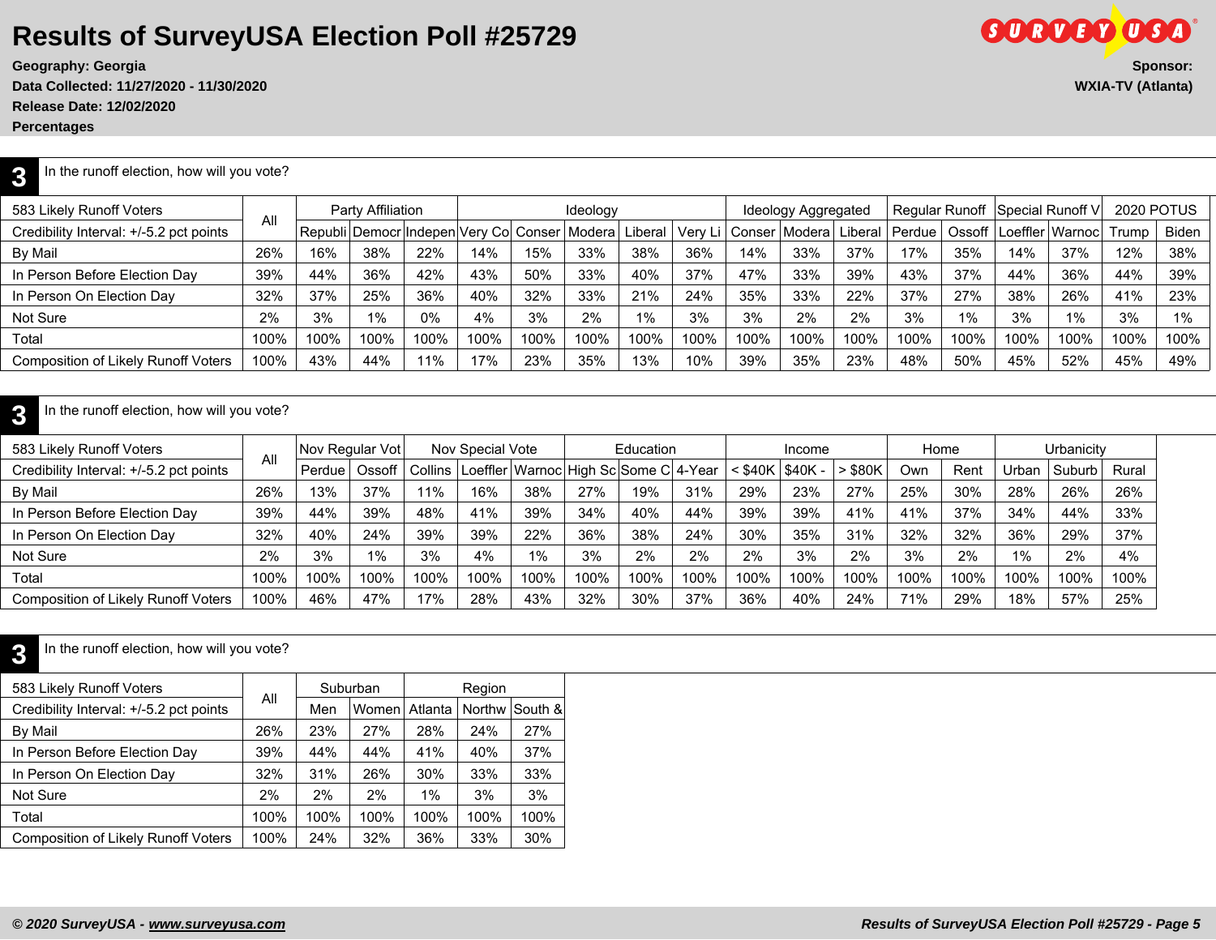# Results of SurveyUSA Election Poll #25729

**Geography: Georgia**
**Data Collected: 11/27/2020 - 11/30/2020**
**Release Date: 12/02/2020**
**Percentages**

**Sponsor:**
**WXIA-TV (Atlanta)**

## 3 In the runoff election, how will you vote?

| 583 Likely Runoff Voters | All | Party Affiliation | | | Ideology | | | | | Ideology Aggregated | | | Regular Runoff | | Special Runoff V | | 2020 POTUS | |
|---|---|---|---|---|---|---|---|---|---|---|---|---|---|---|---|---|---|---|
| Credibility Interval: +/-5.2 pct points | | Republi | Democr | Indepen | Very Co | Conser | Modera | Liberal | Very Li | Conser | Modera | Liberal | Perdue | Ossoff | Loeffler | Warnoc | Trump | Biden |
| By Mail | 26% | 16% | 38% | 22% | 14% | 15% | 33% | 38% | 36% | 14% | 33% | 37% | 17% | 35% | 14% | 37% | 12% | 38% |
| In Person Before Election Day | 39% | 44% | 36% | 42% | 43% | 50% | 33% | 40% | 37% | 47% | 33% | 39% | 43% | 37% | 44% | 36% | 44% | 39% |
| In Person On Election Day | 32% | 37% | 25% | 36% | 40% | 32% | 33% | 21% | 24% | 35% | 33% | 22% | 37% | 27% | 38% | 26% | 41% | 23% |
| Not Sure | 2% | 3% | 1% | 0% | 4% | 3% | 2% | 1% | 3% | 3% | 2% | 2% | 3% | 1% | 3% | 1% | 3% | 1% |
| Total | 100% | 100% | 100% | 100% | 100% | 100% | 100% | 100% | 100% | 100% | 100% | 100% | 100% | 100% | 100% | 100% | 100% | 100% |
| Composition of Likely Runoff Voters | 100% | 43% | 44% | 11% | 17% | 23% | 35% | 13% | 10% | 39% | 35% | 23% | 48% | 50% | 45% | 52% | 45% | 49% |

## 3 In the runoff election, how will you vote?

| 583 Likely Runoff Voters | All | Nov Regular Vot | | Nov Special Vote | | | Education | | | Income | | | Home | | Urbanicity | | |
|---|---|---|---|---|---|---|---|---|---|---|---|---|---|---|---|---|---|
| Credibility Interval: +/-5.2 pct points | | Perdue | Ossoff | Collins | Loeffler | Warnoc | High Sc | Some C | 4-Year | < $40K | $40K - | > $80K | Own | Rent | Urban | Suburb | Rural |
| By Mail | 26% | 13% | 37% | 11% | 16% | 38% | 27% | 19% | 31% | 29% | 23% | 27% | 25% | 30% | 28% | 26% | 26% |
| In Person Before Election Day | 39% | 44% | 39% | 48% | 41% | 39% | 34% | 40% | 44% | 39% | 39% | 41% | 41% | 37% | 34% | 44% | 33% |
| In Person On Election Day | 32% | 40% | 24% | 39% | 39% | 22% | 36% | 38% | 24% | 30% | 35% | 31% | 32% | 32% | 36% | 29% | 37% |
| Not Sure | 2% | 3% | 1% | 3% | 4% | 1% | 3% | 2% | 2% | 2% | 3% | 2% | 3% | 2% | 1% | 2% | 4% |
| Total | 100% | 100% | 100% | 100% | 100% | 100% | 100% | 100% | 100% | 100% | 100% | 100% | 100% | 100% | 100% | 100% | 100% |
| Composition of Likely Runoff Voters | 100% | 46% | 47% | 17% | 28% | 43% | 32% | 30% | 37% | 36% | 40% | 24% | 71% | 29% | 18% | 57% | 25% |

## 3 In the runoff election, how will you vote?

| 583 Likely Runoff Voters | All | Suburban | | Region | | |
|---|---|---|---|---|---|---|
| Credibility Interval: +/-5.2 pct points | | Men | Women | Atlanta | Northw | South & |
| By Mail | 26% | 23% | 27% | 28% | 24% | 27% |
| In Person Before Election Day | 39% | 44% | 44% | 41% | 40% | 37% |
| In Person On Election Day | 32% | 31% | 26% | 30% | 33% | 33% |
| Not Sure | 2% | 2% | 2% | 1% | 3% | 3% |
| Total | 100% | 100% | 100% | 100% | 100% | 100% |
| Composition of Likely Runoff Voters | 100% | 24% | 32% | 36% | 33% | 30% |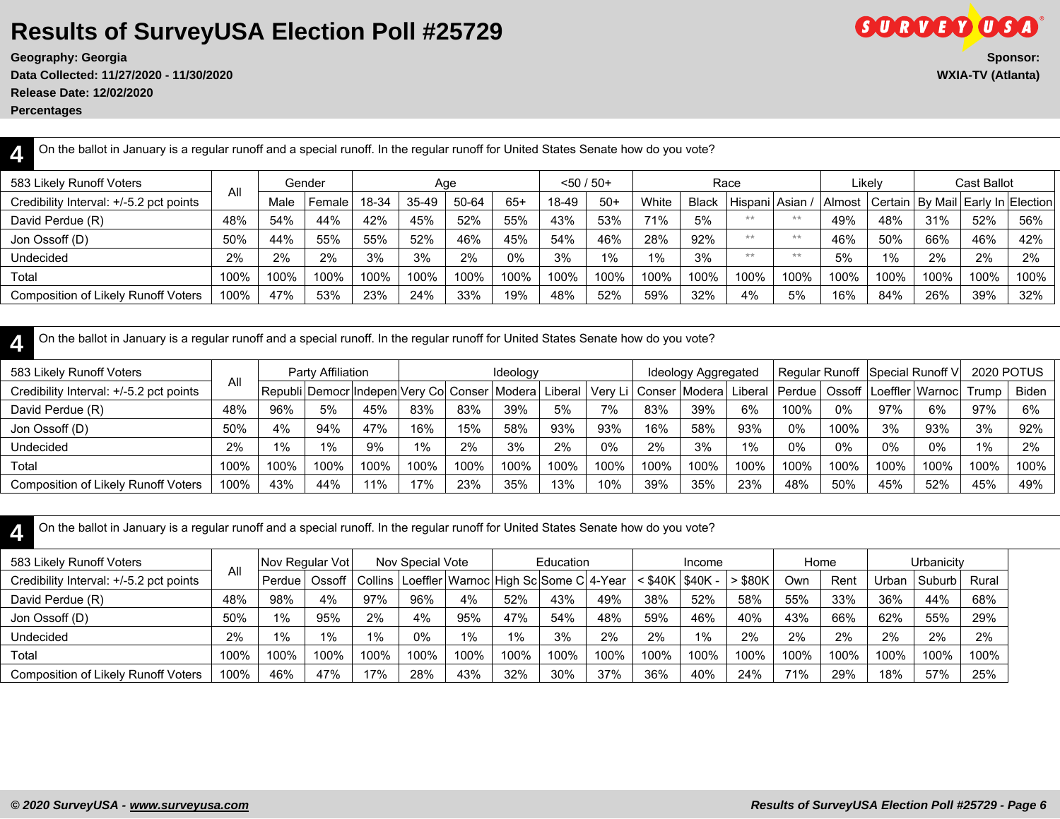# Results of SurveyUSA Election Poll #25729

**Geography: Georgia**
**Data Collected: 11/27/2020 - 11/30/2020**
**Release Date: 12/02/2020**
**Percentages**

**Sponsor:**
**WXIA-TV (Atlanta)**

## 4

On the ballot in January is a regular runoff and a special runoff. In the regular runoff for United States Senate how do you vote?

| 583 Likely Runoff Voters | All | Gender | | Age | | | | <50 / 50+ | | Race | | | | Likely | | Cast Ballot | | |
|---|---|---|---|---|---|---|---|---|---|---|---|---|---|---|---|---|---|---|
| Credibility Interval: +/-5.2 pct points | | Male | Female | 18-34 | 35-49 | 50-64 | 65+ | 18-49 | 50+ | White | Black | Hispani | Asian / | Almost | Certain | By Mail | Early In | Election |
| David Perdue (R) | 48% | 54% | 44% | 42% | 45% | 52% | 55% | 43% | 53% | 71% | 5% | ** | ** | 49% | 48% | 31% | 52% | 56% |
| Jon Ossoff (D) | 50% | 44% | 55% | 55% | 52% | 46% | 45% | 54% | 46% | 28% | 92% | ** | ** | 46% | 50% | 66% | 46% | 42% |
| Undecided | 2% | 2% | 2% | 3% | 3% | 2% | 0% | 3% | 1% | 1% | 3% | ** | ** | 5% | 1% | 2% | 2% | 2% |
| Total | 100% | 100% | 100% | 100% | 100% | 100% | 100% | 100% | 100% | 100% | 100% | 100% | 100% | 100% | 100% | 100% | 100% | 100% |
| Composition of Likely Runoff Voters | 100% | 47% | 53% | 23% | 24% | 33% | 19% | 48% | 52% | 59% | 32% | 4% | 5% | 16% | 84% | 26% | 39% | 32% |

## 4

On the ballot in January is a regular runoff and a special runoff. In the regular runoff for United States Senate how do you vote?

| 583 Likely Runoff Voters | All | Party Affiliation | | | Ideology | | | | | Ideology Aggregated | | | Regular Runoff | | Special Runoff V | | 2020 POTUS | |
|---|---|---|---|---|---|---|---|---|---|---|---|---|---|---|---|---|---|---|
| Credibility Interval: +/-5.2 pct points | | Republi | Democr | Indepen | Very Co | Conser | Modera | Liberal | Very Li | Conser | Modera | Liberal | Perdue | Ossoff | Loeffler | Warnoc | Trump | Biden |
| David Perdue (R) | 48% | 96% | 5% | 45% | 83% | 83% | 39% | 5% | 7% | 83% | 39% | 6% | 100% | 0% | 97% | 6% | 97% | 6% |
| Jon Ossoff (D) | 50% | 4% | 94% | 47% | 16% | 15% | 58% | 93% | 93% | 16% | 58% | 93% | 0% | 100% | 3% | 93% | 3% | 92% |
| Undecided | 2% | 1% | 1% | 9% | 1% | 2% | 3% | 2% | 0% | 2% | 3% | 1% | 0% | 0% | 0% | 0% | 1% | 2% |
| Total | 100% | 100% | 100% | 100% | 100% | 100% | 100% | 100% | 100% | 100% | 100% | 100% | 100% | 100% | 100% | 100% | 100% | 100% |
| Composition of Likely Runoff Voters | 100% | 43% | 44% | 11% | 17% | 23% | 35% | 13% | 10% | 39% | 35% | 23% | 48% | 50% | 45% | 52% | 45% | 49% |

## 4

On the ballot in January is a regular runoff and a special runoff. In the regular runoff for United States Senate how do you vote?

| 583 Likely Runoff Voters | All | Nov Regular Vot | | Nov Special Vote | | | Education | | | Income | | | Home | | Urbanicity | | |
|---|---|---|---|---|---|---|---|---|---|---|---|---|---|---|---|---|---|
| Credibility Interval: +/-5.2 pct points | | Perdue | Ossoff | Collins | Loeffler | Warnoc | High Sc | Some C | 4-Year | < $40K | $40K - | > $80K | Own | Rent | Urban | Suburb | Rural |
| David Perdue (R) | 48% | 98% | 4% | 97% | 96% | 4% | 52% | 43% | 49% | 38% | 52% | 58% | 55% | 33% | 36% | 44% | 68% |
| Jon Ossoff (D) | 50% | 1% | 95% | 2% | 4% | 95% | 47% | 54% | 48% | 59% | 46% | 40% | 43% | 66% | 62% | 55% | 29% |
| Undecided | 2% | 1% | 1% | 1% | 0% | 1% | 1% | 3% | 2% | 2% | 1% | 2% | 2% | 2% | 2% | 2% | 2% |
| Total | 100% | 100% | 100% | 100% | 100% | 100% | 100% | 100% | 100% | 100% | 100% | 100% | 100% | 100% | 100% | 100% | 100% |
| Composition of Likely Runoff Voters | 100% | 46% | 47% | 17% | 28% | 43% | 32% | 30% | 37% | 36% | 40% | 24% | 71% | 29% | 18% | 57% | 25% |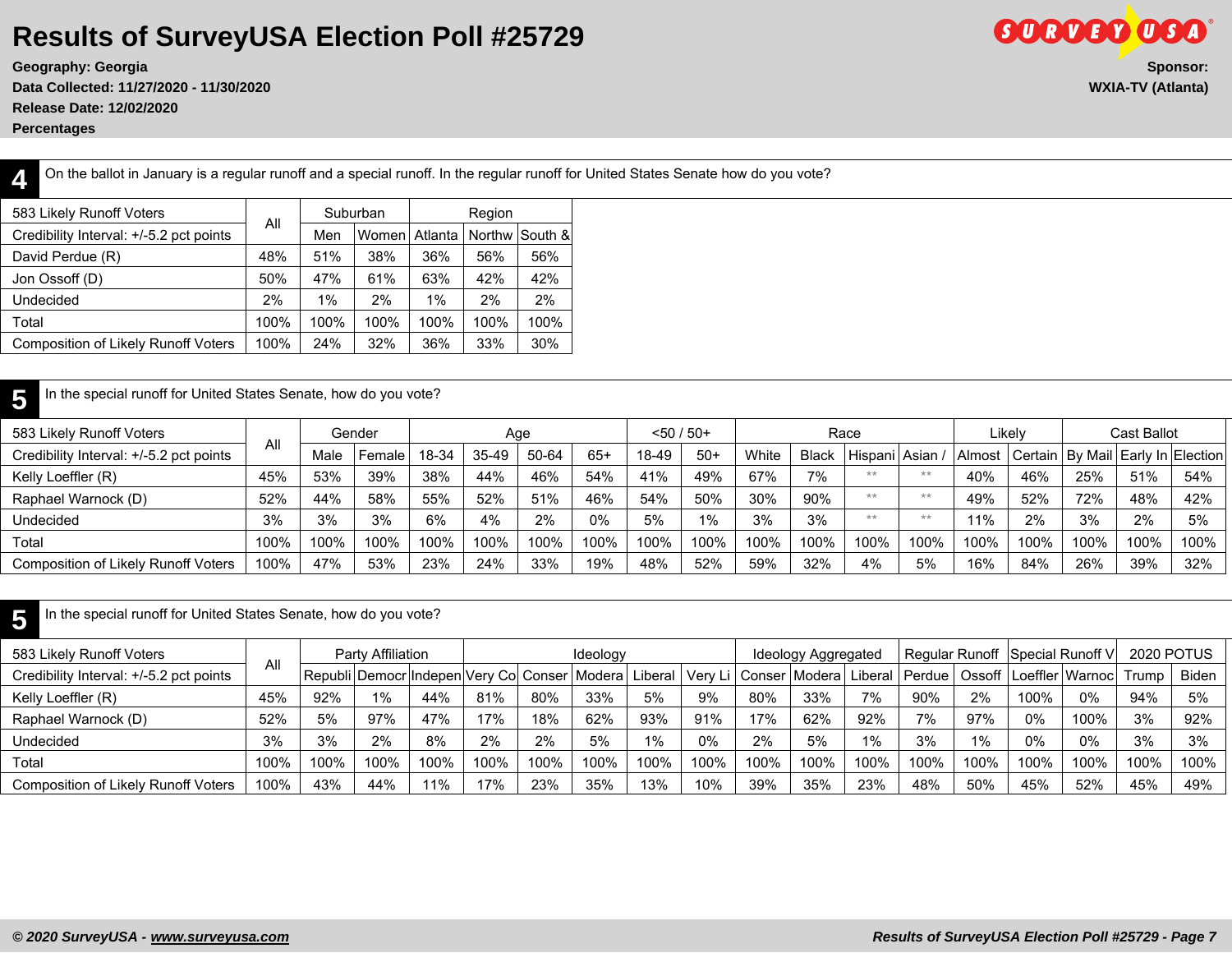# Results of SurveyUSA Election Poll #25729

**Geography: Georgia**
**Data Collected: 11/27/2020 - 11/30/2020**
**Release Date: 12/02/2020**
**Percentages**

**Sponsor:**
**WXIA-TV (Atlanta)**

## 4

On the ballot in January is a regular runoff and a special runoff. In the regular runoff for United States Senate how do you vote?

| 583 Likely Runoff Voters | All | Suburban | | Region | | |
|---|---|---|---|---|---|---|
| Credibility Interval: +/-5.2 pct points | | Men | Women | Atlanta | Northw | South & |
| David Perdue (R) | 48% | 51% | 38% | 36% | 56% | 56% |
| Jon Ossoff (D) | 50% | 47% | 61% | 63% | 42% | 42% |
| Undecided | 2% | 1% | 2% | 1% | 2% | 2% |
| Total | 100% | 100% | 100% | 100% | 100% | 100% |
| Composition of Likely Runoff Voters | 100% | 24% | 32% | 36% | 33% | 30% |

## 5

In the special runoff for United States Senate, how do you vote?

| 583 Likely Runoff Voters | All | Gender | | Age | | | | <50 / 50+ | | Race | | | | Likely | | Cast Ballot | | |
|---|---|---|---|---|---|---|---|---|---|---|---|---|---|---|---|---|---|---|
| Credibility Interval: +/-5.2 pct points | | Male | Female | 18-34 | 35-49 | 50-64 | 65+ | 18-49 | 50+ | White | Black | Hispani | Asian / | Almost | Certain | By Mail | Early In | Election |
| Kelly Loeffler (R) | 45% | 53% | 39% | 38% | 44% | 46% | 54% | 41% | 49% | 67% | 7% | ** | ** | 40% | 46% | 25% | 51% | 54% |
| Raphael Warnock (D) | 52% | 44% | 58% | 55% | 52% | 51% | 46% | 54% | 50% | 30% | 90% | ** | ** | 49% | 52% | 72% | 48% | 42% |
| Undecided | 3% | 3% | 3% | 6% | 4% | 2% | 0% | 5% | 1% | 3% | 3% | ** | ** | 11% | 2% | 3% | 2% | 5% |
| Total | 100% | 100% | 100% | 100% | 100% | 100% | 100% | 100% | 100% | 100% | 100% | 100% | 100% | 100% | 100% | 100% | 100% | 100% |
| Composition of Likely Runoff Voters | 100% | 47% | 53% | 23% | 24% | 33% | 19% | 48% | 52% | 59% | 32% | 4% | 5% | 16% | 84% | 26% | 39% | 32% |

## 5

In the special runoff for United States Senate, how do you vote?

| 583 Likely Runoff Voters | All | Party Affiliation | | | Ideology | | | | | Ideology Aggregated | | | Regular Runoff | | Special Runoff V | | 2020 POTUS | |
|---|---|---|---|---|---|---|---|---|---|---|---|---|---|---|---|---|---|---|
| Credibility Interval: +/-5.2 pct points | | Republi | Democr | Indepen | Very Co | Conser | Modera | Liberal | Very Li | Conser | Modera | Liberal | Perdue | Ossoff | Loeffler | Warnoc | Trump | Biden |
| Kelly Loeffler (R) | 45% | 92% | 1% | 44% | 81% | 80% | 33% | 5% | 9% | 80% | 33% | 7% | 90% | 2% | 100% | 0% | 94% | 5% |
| Raphael Warnock (D) | 52% | 5% | 97% | 47% | 17% | 18% | 62% | 93% | 91% | 17% | 62% | 92% | 7% | 97% | 0% | 100% | 3% | 92% |
| Undecided | 3% | 3% | 2% | 8% | 2% | 2% | 5% | 1% | 0% | 2% | 5% | 1% | 3% | 1% | 0% | 0% | 3% | 3% |
| Total | 100% | 100% | 100% | 100% | 100% | 100% | 100% | 100% | 100% | 100% | 100% | 100% | 100% | 100% | 100% | 100% | 100% | 100% |
| Composition of Likely Runoff Voters | 100% | 43% | 44% | 11% | 17% | 23% | 35% | 13% | 10% | 39% | 35% | 23% | 48% | 50% | 45% | 52% | 45% | 49% |

*© 2020 SurveyUSA - www.surveyusa.com*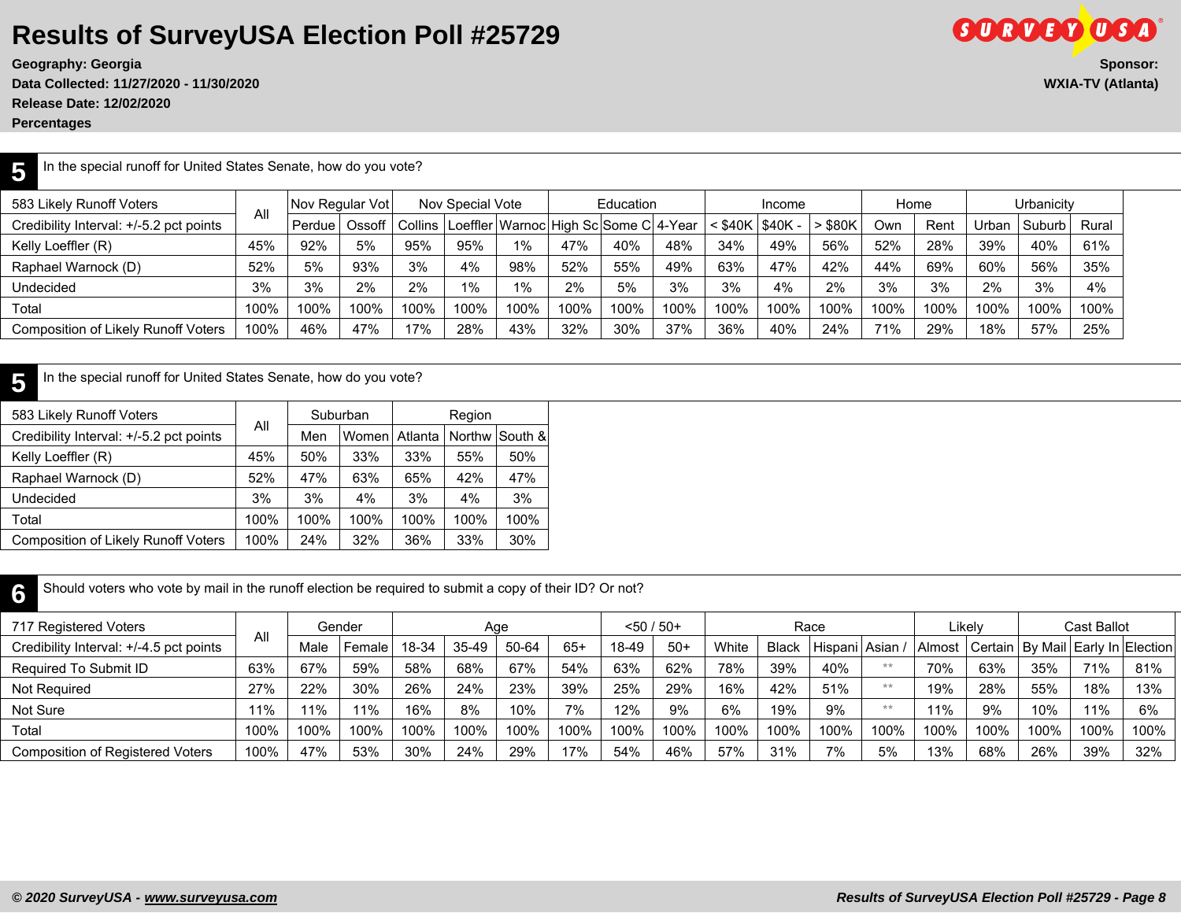# Results of SurveyUSA Election Poll #25729

**Geography: Georgia**
**Data Collected: 11/27/2020 - 11/30/2020**
**Release Date: 12/02/2020**
**Percentages**

**Sponsor:**
**WXIA-TV (Atlanta)**

## 5 In the special runoff for United States Senate, how do you vote?

| 583 Likely Runoff Voters | All | Nov Regular Vot | | Nov Special Vote | | | Education | | | Income | | | Home | | Urbanicity | | |
|---|---|---|---|---|---|---|---|---|---|---|---|---|---|---|---|---|---|
| Credibility Interval: +/-5.2 pct points | | Perdue | Ossoff | Collins | Loeffler | Warnoc | High Sc | Some C | 4-Year | < $40K | $40K - | > $80K | Own | Rent | Urban | Suburb | Rural |
| Kelly Loeffler (R) | 45% | 92% | 5% | 95% | 95% | 1% | 47% | 40% | 48% | 34% | 49% | 56% | 52% | 28% | 39% | 40% | 61% |
| Raphael Warnock (D) | 52% | 5% | 93% | 3% | 4% | 98% | 52% | 55% | 49% | 63% | 47% | 42% | 44% | 69% | 60% | 56% | 35% |
| Undecided | 3% | 3% | 2% | 2% | 1% | 1% | 2% | 5% | 3% | 3% | 4% | 2% | 3% | 3% | 2% | 3% | 4% |
| Total | 100% | 100% | 100% | 100% | 100% | 100% | 100% | 100% | 100% | 100% | 100% | 100% | 100% | 100% | 100% | 100% | 100% |
| Composition of Likely Runoff Voters | 100% | 46% | 47% | 17% | 28% | 43% | 32% | 30% | 37% | 36% | 40% | 24% | 71% | 29% | 18% | 57% | 25% |

## 5 In the special runoff for United States Senate, how do you vote?

| 583 Likely Runoff Voters | All | Suburban | | Region | | |
|---|---|---|---|---|---|---|
| Credibility Interval: +/-5.2 pct points | | Men | Women | Atlanta | Northw | South & |
| Kelly Loeffler (R) | 45% | 50% | 33% | 33% | 55% | 50% |
| Raphael Warnock (D) | 52% | 47% | 63% | 65% | 42% | 47% |
| Undecided | 3% | 3% | 4% | 3% | 4% | 3% |
| Total | 100% | 100% | 100% | 100% | 100% | 100% |
| Composition of Likely Runoff Voters | 100% | 24% | 32% | 36% | 33% | 30% |

## 6 Should voters who vote by mail in the runoff election be required to submit a copy of their ID? Or not?

| 717 Registered Voters | All | Gender | | Age | | | | <50 / 50+ | | Race | | | | Likely | | Cast Ballot | | |
|---|---|---|---|---|---|---|---|---|---|---|---|---|---|---|---|---|---|---|
| Credibility Interval: +/-4.5 pct points | | Male | Female | 18-34 | 35-49 | 50-64 | 65+ | 18-49 | 50+ | White | Black | Hispani | Asian / | Almost | Certain | By Mail | Early In | Election |
| Required To Submit ID | 63% | 67% | 59% | 58% | 68% | 67% | 54% | 63% | 62% | 78% | 39% | 40% | ** | 70% | 63% | 35% | 71% | 81% |
| Not Required | 27% | 22% | 30% | 26% | 24% | 23% | 39% | 25% | 29% | 16% | 42% | 51% | ** | 19% | 28% | 55% | 18% | 13% |
| Not Sure | 11% | 11% | 11% | 16% | 8% | 10% | 7% | 12% | 9% | 6% | 19% | 9% | ** | 11% | 9% | 10% | 11% | 6% |
| Total | 100% | 100% | 100% | 100% | 100% | 100% | 100% | 100% | 100% | 100% | 100% | 100% | 100% | 100% | 100% | 100% | 100% | 100% |
| Composition of Registered Voters | 100% | 47% | 53% | 30% | 24% | 29% | 17% | 54% | 46% | 57% | 31% | 7% | 5% | 13% | 68% | 26% | 39% | 32% |

*© 2020 SurveyUSA - www.surveyusa.com*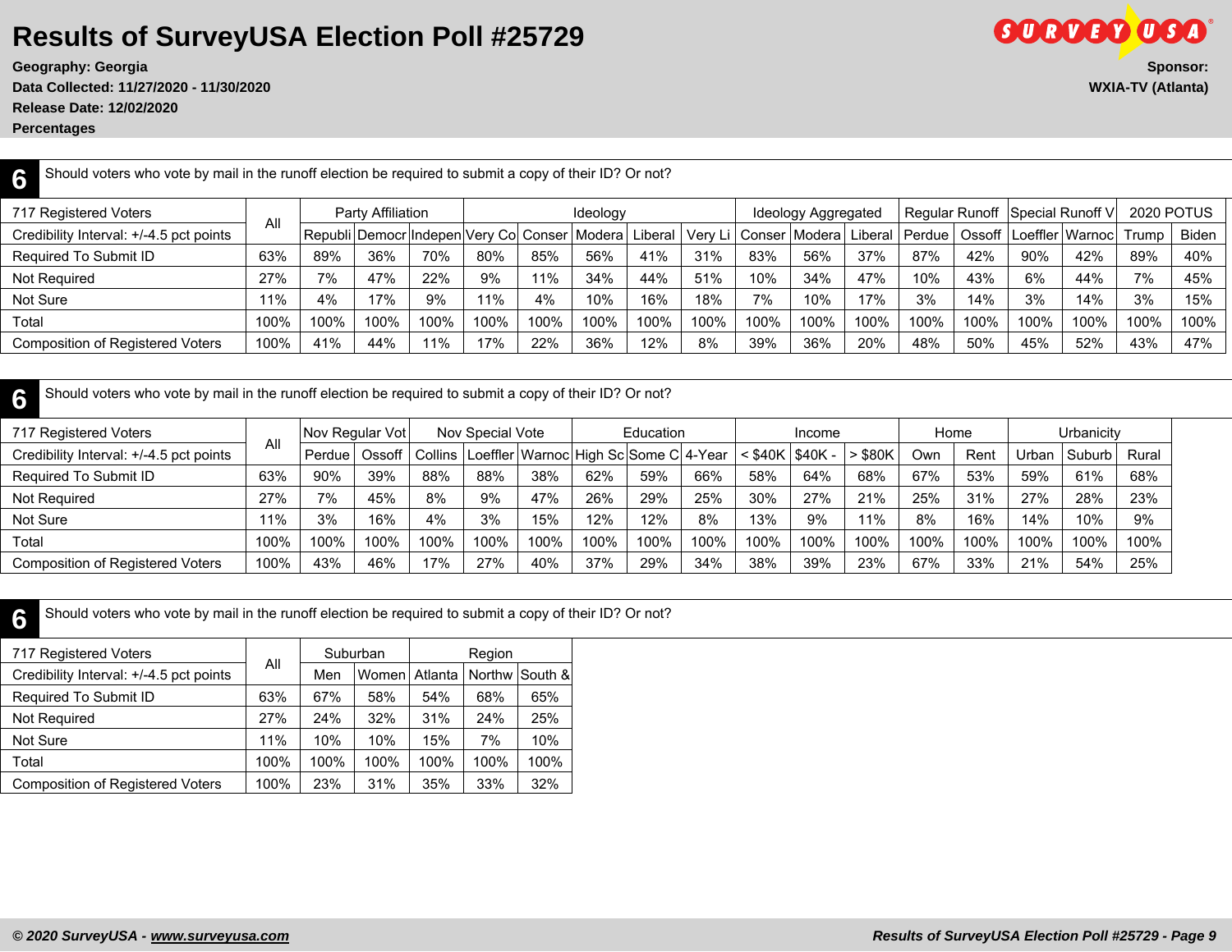# Results of SurveyUSA Election Poll #25729

**Geography: Georgia**
**Data Collected: 11/27/2020 - 11/30/2020**
**Release Date: 12/02/2020**
**Percentages**

**Sponsor:**
**WXIA-TV (Atlanta)**

## 6

Should voters who vote by mail in the runoff election be required to submit a copy of their ID? Or not?

| 717 Registered Voters | All | Party Affiliation | | | Ideology | | | | | Ideology Aggregated | | | Regular Runoff | | Special Runoff V | | 2020 POTUS | |
|---|---|---|---|---|---|---|---|---|---|---|---|---|---|---|---|---|---|---|
| Credibility Interval: +/-4.5 pct points | | Republi | Democr | Indepen | Very Co | Conser | Modera | Liberal | Very Li | Conser | Modera | Liberal | Perdue | Ossoff | Loeffler | Warnoc | Trump | Biden |
| Required To Submit ID | 63% | 89% | 36% | 70% | 80% | 85% | 56% | 41% | 31% | 83% | 56% | 37% | 87% | 42% | 90% | 42% | 89% | 40% |
| Not Required | 27% | 7% | 47% | 22% | 9% | 11% | 34% | 44% | 51% | 10% | 34% | 47% | 10% | 43% | 6% | 44% | 7% | 45% |
| Not Sure | 11% | 4% | 17% | 9% | 11% | 4% | 10% | 16% | 18% | 7% | 10% | 17% | 3% | 14% | 3% | 14% | 3% | 15% |
| Total | 100% | 100% | 100% | 100% | 100% | 100% | 100% | 100% | 100% | 100% | 100% | 100% | 100% | 100% | 100% | 100% | 100% | 100% |
| Composition of Registered Voters | 100% | 41% | 44% | 11% | 17% | 22% | 36% | 12% | 8% | 39% | 36% | 20% | 48% | 50% | 45% | 52% | 43% | 47% |

## 6

Should voters who vote by mail in the runoff election be required to submit a copy of their ID? Or not?

| 717 Registered Voters | All | Nov Regular Vot | | Nov Special Vote | | | Education | | | Income | | | Home | | Urbanicity | | |
|---|---|---|---|---|---|---|---|---|---|---|---|---|---|---|---|---|---|
| Credibility Interval: +/-4.5 pct points | | Perdue | Ossoff | Collins | Loeffler | Warnoc | High Sc | Some C | 4-Year | < $40K | $40K - | > $80K | Own | Rent | Urban | Suburb | Rural |
| Required To Submit ID | 63% | 90% | 39% | 88% | 88% | 38% | 62% | 59% | 66% | 58% | 64% | 68% | 67% | 53% | 59% | 61% | 68% |
| Not Required | 27% | 7% | 45% | 8% | 9% | 47% | 26% | 29% | 25% | 30% | 27% | 21% | 25% | 31% | 27% | 28% | 23% |
| Not Sure | 11% | 3% | 16% | 4% | 3% | 15% | 12% | 12% | 8% | 13% | 9% | 11% | 8% | 16% | 14% | 10% | 9% |
| Total | 100% | 100% | 100% | 100% | 100% | 100% | 100% | 100% | 100% | 100% | 100% | 100% | 100% | 100% | 100% | 100% | 100% |
| Composition of Registered Voters | 100% | 43% | 46% | 17% | 27% | 40% | 37% | 29% | 34% | 38% | 39% | 23% | 67% | 33% | 21% | 54% | 25% |

## 6

Should voters who vote by mail in the runoff election be required to submit a copy of their ID? Or not?

| 717 Registered Voters | All | Suburban | | Region | | |
|---|---|---|---|---|---|---|
| Credibility Interval: +/-4.5 pct points | | Men | Women | Atlanta | Northw | South & |
| Required To Submit ID | 63% | 67% | 58% | 54% | 68% | 65% |
| Not Required | 27% | 24% | 32% | 31% | 24% | 25% |
| Not Sure | 11% | 10% | 10% | 15% | 7% | 10% |
| Total | 100% | 100% | 100% | 100% | 100% | 100% |
| Composition of Registered Voters | 100% | 23% | 31% | 35% | 33% | 32% |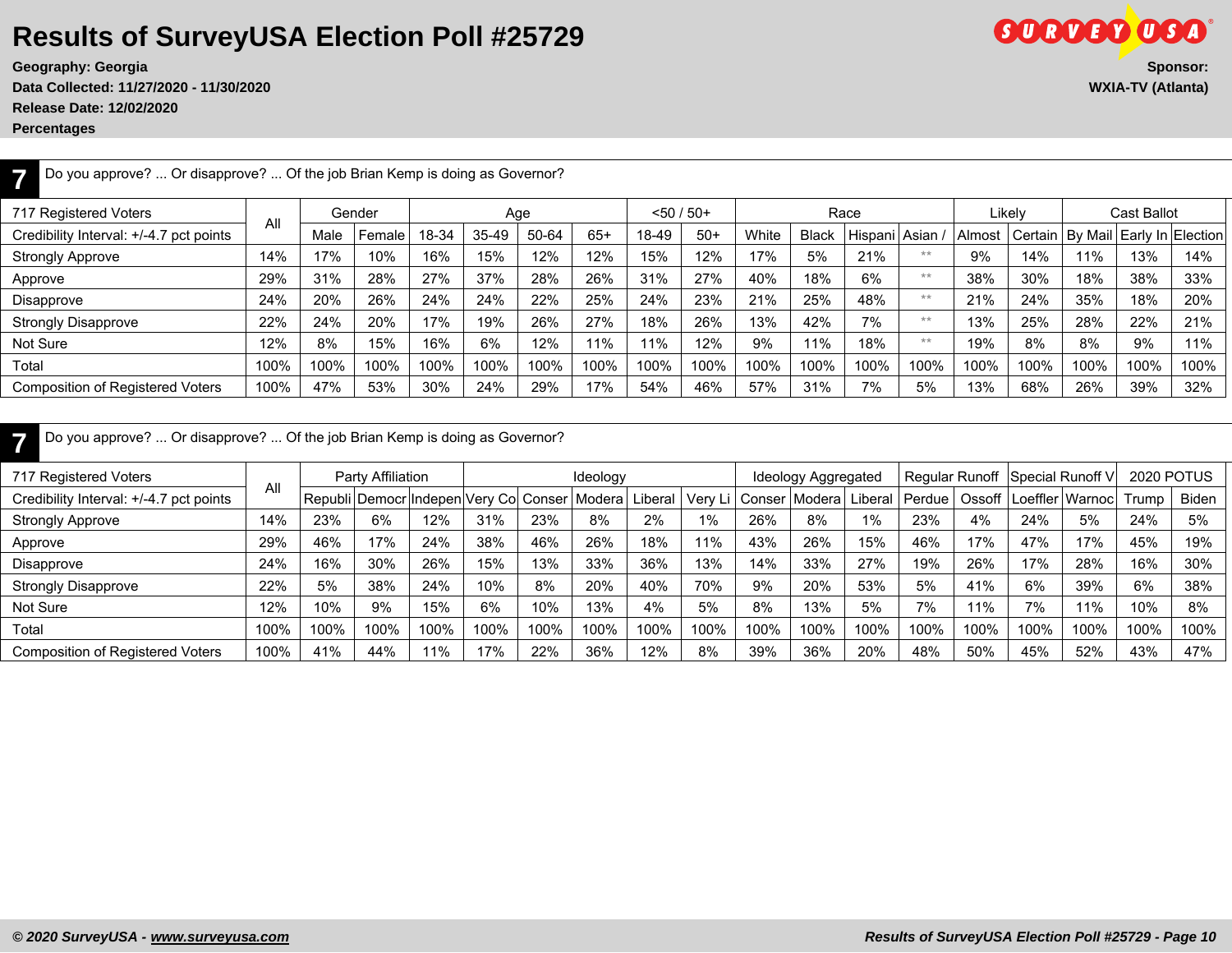# Results of SurveyUSA Election Poll #25729

**Geography: Georgia**
**Data Collected: 11/27/2020 - 11/30/2020**
**Release Date: 12/02/2020**
**Percentages**

**Sponsor:**
**WXIA-TV (Atlanta)**

## 7 Do you approve? ... Or disapprove? ... Of the job Brian Kemp is doing as Governor?

| 717 Registered Voters | All | Gender | | Age | | | | <50 / 50+ | | Race | | | | Likely | | Cast Ballot | | |
|---|---|---|---|---|---|---|---|---|---|---|---|---|---|---|---|---|---|---|
| Credibility Interval: +/-4.7 pct points | | Male | Female | 18-34 | 35-49 | 50-64 | 65+ | 18-49 | 50+ | White | Black | Hispani | Asian / | Almost | Certain | By Mail | Early In | Election |
| Strongly Approve | 14% | 17% | 10% | 16% | 15% | 12% | 12% | 15% | 12% | 17% | 5% | 21% | ** | 9% | 14% | 11% | 13% | 14% |
| Approve | 29% | 31% | 28% | 27% | 37% | 28% | 26% | 31% | 27% | 40% | 18% | 6% | ** | 38% | 30% | 18% | 38% | 33% |
| Disapprove | 24% | 20% | 26% | 24% | 24% | 22% | 25% | 24% | 23% | 21% | 25% | 48% | ** | 21% | 24% | 35% | 18% | 20% |
| Strongly Disapprove | 22% | 24% | 20% | 17% | 19% | 26% | 27% | 18% | 26% | 13% | 42% | 7% | ** | 13% | 25% | 28% | 22% | 21% |
| Not Sure | 12% | 8% | 15% | 16% | 6% | 12% | 11% | 11% | 12% | 9% | 11% | 18% | ** | 19% | 8% | 8% | 9% | 11% |
| Total | 100% | 100% | 100% | 100% | 100% | 100% | 100% | 100% | 100% | 100% | 100% | 100% | 100% | 100% | 100% | 100% | 100% | 100% |
| Composition of Registered Voters | 100% | 47% | 53% | 30% | 24% | 29% | 17% | 54% | 46% | 57% | 31% | 7% | 5% | 13% | 68% | 26% | 39% | 32% |

## 7 Do you approve? ... Or disapprove? ... Of the job Brian Kemp is doing as Governor?

| 717 Registered Voters | All | Party Affiliation | | | Ideology | | | | | Ideology Aggregated | | | Regular Runoff | | Special Runoff V | | 2020 POTUS | |
|---|---|---|---|---|---|---|---|---|---|---|---|---|---|---|---|---|---|---|
| Credibility Interval: +/-4.7 pct points | | Republi | Democr | Indepen | Very Co | Conser | Modera | Liberal | Very Li | Conser | Modera | Liberal | Perdue | Ossoff | Loeffler | Warnoc | Trump | Biden |
| Strongly Approve | 14% | 23% | 6% | 12% | 31% | 23% | 8% | 2% | 1% | 26% | 8% | 1% | 23% | 4% | 24% | 5% | 24% | 5% |
| Approve | 29% | 46% | 17% | 24% | 38% | 46% | 26% | 18% | 11% | 43% | 26% | 15% | 46% | 17% | 47% | 17% | 45% | 19% |
| Disapprove | 24% | 16% | 30% | 26% | 15% | 13% | 33% | 36% | 13% | 14% | 33% | 27% | 19% | 26% | 17% | 28% | 16% | 30% |
| Strongly Disapprove | 22% | 5% | 38% | 24% | 10% | 8% | 20% | 40% | 70% | 9% | 20% | 53% | 5% | 41% | 6% | 39% | 6% | 38% |
| Not Sure | 12% | 10% | 9% | 15% | 6% | 10% | 13% | 4% | 5% | 8% | 13% | 5% | 7% | 11% | 7% | 11% | 10% | 8% |
| Total | 100% | 100% | 100% | 100% | 100% | 100% | 100% | 100% | 100% | 100% | 100% | 100% | 100% | 100% | 100% | 100% | 100% | 100% |
| Composition of Registered Voters | 100% | 41% | 44% | 11% | 17% | 22% | 36% | 12% | 8% | 39% | 36% | 20% | 48% | 50% | 45% | 52% | 43% | 47% |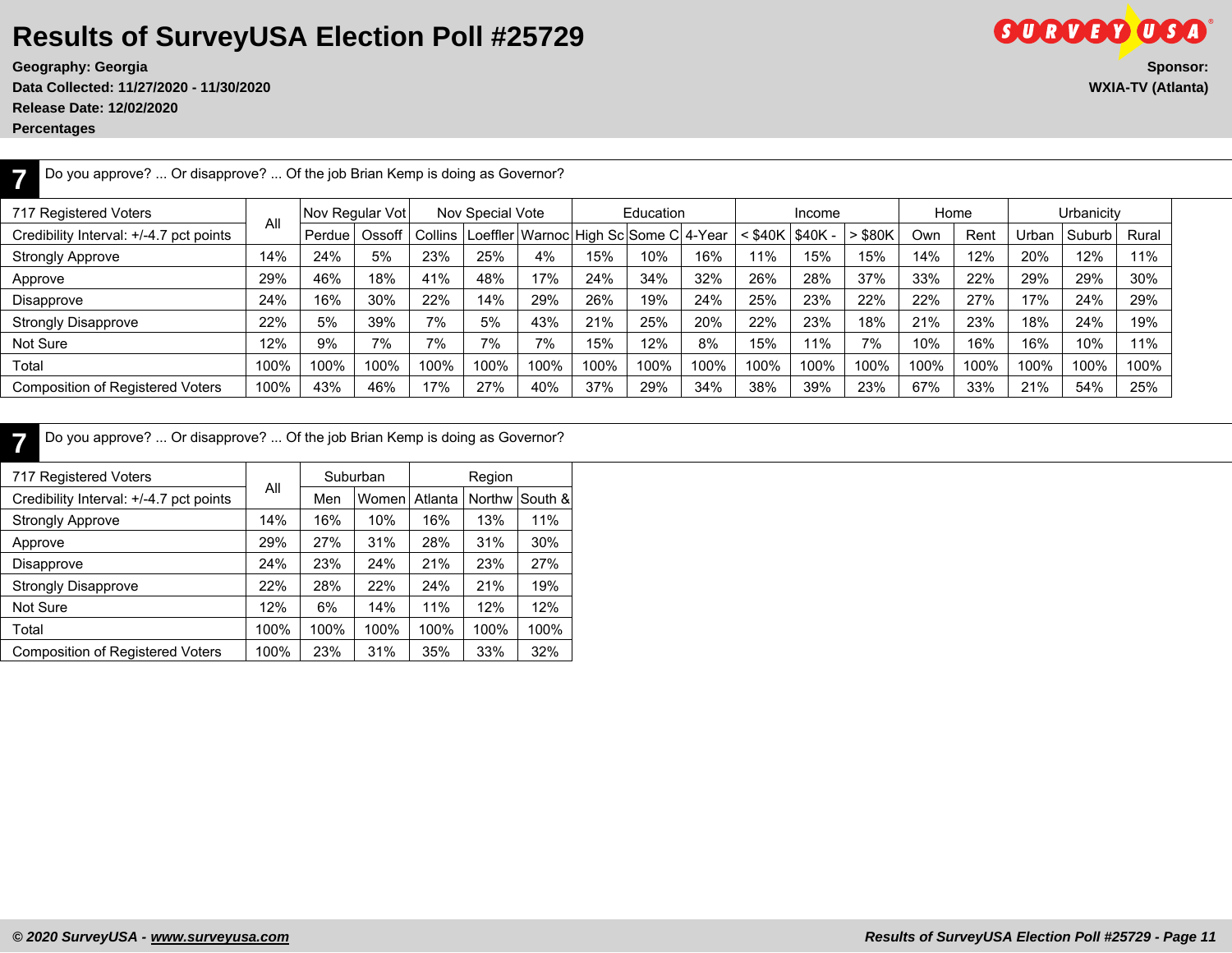# Results of SurveyUSA Election Poll #25729

**Geography: Georgia**
**Data Collected: 11/27/2020 - 11/30/2020**
**Release Date: 12/02/2020**
**Percentages**

**Sponsor:**
**WXIA-TV (Atlanta)**

**7** Do you approve? ... Or disapprove? ... Of the job Brian Kemp is doing as Governor?

| 717 Registered Voters | All | Nov Regular Vot | | Nov Special Vote | | | Education | | | Income | | | Home | | Urbanicity | | |
|---|---|---|---|---|---|---|---|---|---|---|---|---|---|---|---|---|---|
| Credibility Interval: +/-4.7 pct points | | Perdue | Ossoff | Collins | Loeffler | Warnoc | High Sc | Some C | 4-Year | < $40K | $40K - | > $80K | Own | Rent | Urban | Suburb | Rural |
| Strongly Approve | 14% | 24% | 5% | 23% | 25% | 4% | 15% | 10% | 16% | 11% | 15% | 15% | 14% | 12% | 20% | 12% | 11% |
| Approve | 29% | 46% | 18% | 41% | 48% | 17% | 24% | 34% | 32% | 26% | 28% | 37% | 33% | 22% | 29% | 29% | 30% |
| Disapprove | 24% | 16% | 30% | 22% | 14% | 29% | 26% | 19% | 24% | 25% | 23% | 22% | 22% | 27% | 17% | 24% | 29% |
| Strongly Disapprove | 22% | 5% | 39% | 7% | 5% | 43% | 21% | 25% | 20% | 22% | 23% | 18% | 21% | 23% | 18% | 24% | 19% |
| Not Sure | 12% | 9% | 7% | 7% | 7% | 7% | 15% | 12% | 8% | 15% | 11% | 7% | 10% | 16% | 16% | 10% | 11% |
| Total | 100% | 100% | 100% | 100% | 100% | 100% | 100% | 100% | 100% | 100% | 100% | 100% | 100% | 100% | 100% | 100% | 100% |
| Composition of Registered Voters | 100% | 43% | 46% | 17% | 27% | 40% | 37% | 29% | 34% | 38% | 39% | 23% | 67% | 33% | 21% | 54% | 25% |

**7** Do you approve? ... Or disapprove? ... Of the job Brian Kemp is doing as Governor?

| 717 Registered Voters | All | Suburban | | Region | | |
|---|---|---|---|---|---|---|
| Credibility Interval: +/-4.7 pct points | | Men | Women | Atlanta | Northw | South & |
| Strongly Approve | 14% | 16% | 10% | 16% | 13% | 11% |
| Approve | 29% | 27% | 31% | 28% | 31% | 30% |
| Disapprove | 24% | 23% | 24% | 21% | 23% | 27% |
| Strongly Disapprove | 22% | 28% | 22% | 24% | 21% | 19% |
| Not Sure | 12% | 6% | 14% | 11% | 12% | 12% |
| Total | 100% | 100% | 100% | 100% | 100% | 100% |
| Composition of Registered Voters | 100% | 23% | 31% | 35% | 33% | 32% |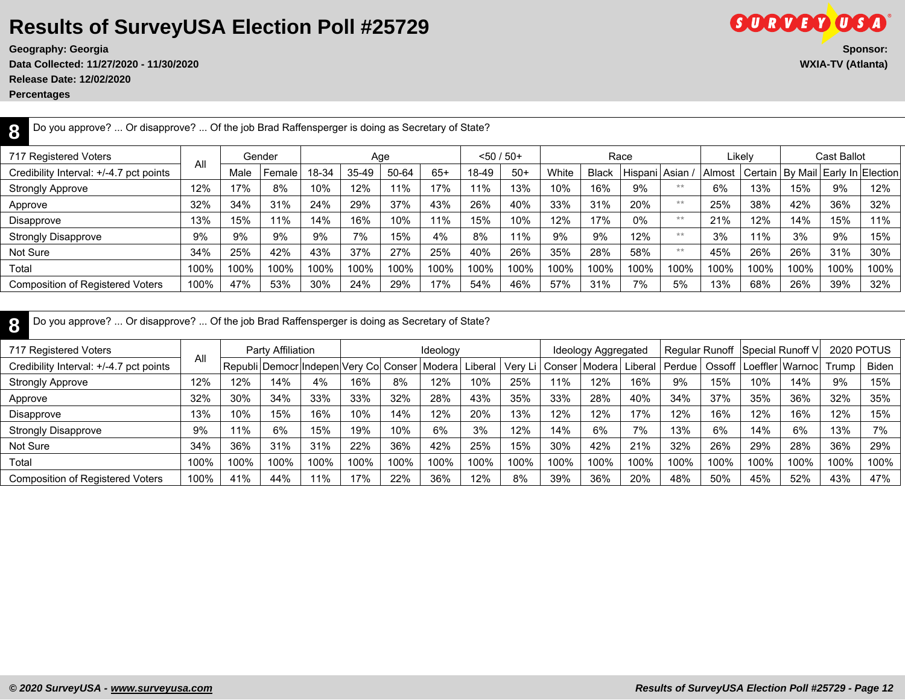# Results of SurveyUSA Election Poll #25729

**Geography: Georgia**
**Data Collected: 11/27/2020 - 11/30/2020**
**Release Date: 12/02/2020**
**Percentages**

**Sponsor:**
**WXIA-TV (Atlanta)**

**8** Do you approve? ... Or disapprove? ... Of the job Brad Raffensperger is doing as Secretary of State?

| 717 Registered Voters | All | Gender | | Age | | | | <50 / 50+ | | Race | | | | Likely | | Cast Ballot | | |
|---|---|---|---|---|---|---|---|---|---|---|---|---|---|---|---|---|---|---|
| Credibility Interval: +/-4.7 pct points | | Male | Female | 18-34 | 35-49 | 50-64 | 65+ | 18-49 | 50+ | White | Black | Hispani | Asian / | Almost | Certain | By Mail | Early In | Election |
| Strongly Approve | 12% | 17% | 8% | 10% | 12% | 11% | 17% | 11% | 13% | 10% | 16% | 9% | ** | 6% | 13% | 15% | 9% | 12% |
| Approve | 32% | 34% | 31% | 24% | 29% | 37% | 43% | 26% | 40% | 33% | 31% | 20% | ** | 25% | 38% | 42% | 36% | 32% |
| Disapprove | 13% | 15% | 11% | 14% | 16% | 10% | 11% | 15% | 10% | 12% | 17% | 0% | ** | 21% | 12% | 14% | 15% | 11% |
| Strongly Disapprove | 9% | 9% | 9% | 9% | 7% | 15% | 4% | 8% | 11% | 9% | 9% | 12% | ** | 3% | 11% | 3% | 9% | 15% |
| Not Sure | 34% | 25% | 42% | 43% | 37% | 27% | 25% | 40% | 26% | 35% | 28% | 58% | ** | 45% | 26% | 26% | 31% | 30% |
| Total | 100% | 100% | 100% | 100% | 100% | 100% | 100% | 100% | 100% | 100% | 100% | 100% | 100% | 100% | 100% | 100% | 100% | 100% |
| Composition of Registered Voters | 100% | 47% | 53% | 30% | 24% | 29% | 17% | 54% | 46% | 57% | 31% | 7% | 5% | 13% | 68% | 26% | 39% | 32% |

**8** Do you approve? ... Or disapprove? ... Of the job Brad Raffensperger is doing as Secretary of State?

| 717 Registered Voters | All | Party Affiliation | | | Ideology | | | | | Ideology Aggregated | | | Regular Runoff | | Special Runoff V | | 2020 POTUS | |
|---|---|---|---|---|---|---|---|---|---|---|---|---|---|---|---|---|---|---|
| Credibility Interval: +/-4.7 pct points | | Republi | Democr | Indepen | Very Co | Conser | Modera | Liberal | Very Li | Conser | Modera | Liberal | Perdue | Ossoff | Loeffler | Warnoc | Trump | Biden |
| Strongly Approve | 12% | 12% | 14% | 4% | 16% | 8% | 12% | 10% | 25% | 11% | 12% | 16% | 9% | 15% | 10% | 14% | 9% | 15% |
| Approve | 32% | 30% | 34% | 33% | 33% | 32% | 28% | 43% | 35% | 33% | 28% | 40% | 34% | 37% | 35% | 36% | 32% | 35% |
| Disapprove | 13% | 10% | 15% | 16% | 10% | 14% | 12% | 20% | 13% | 12% | 12% | 17% | 12% | 16% | 12% | 16% | 12% | 15% |
| Strongly Disapprove | 9% | 11% | 6% | 15% | 19% | 10% | 6% | 3% | 12% | 14% | 6% | 7% | 13% | 6% | 14% | 6% | 13% | 7% |
| Not Sure | 34% | 36% | 31% | 31% | 22% | 36% | 42% | 25% | 15% | 30% | 42% | 21% | 32% | 26% | 29% | 28% | 36% | 29% |
| Total | 100% | 100% | 100% | 100% | 100% | 100% | 100% | 100% | 100% | 100% | 100% | 100% | 100% | 100% | 100% | 100% | 100% | 100% |
| Composition of Registered Voters | 100% | 41% | 44% | 11% | 17% | 22% | 36% | 12% | 8% | 39% | 36% | 20% | 48% | 50% | 45% | 52% | 43% | 47% |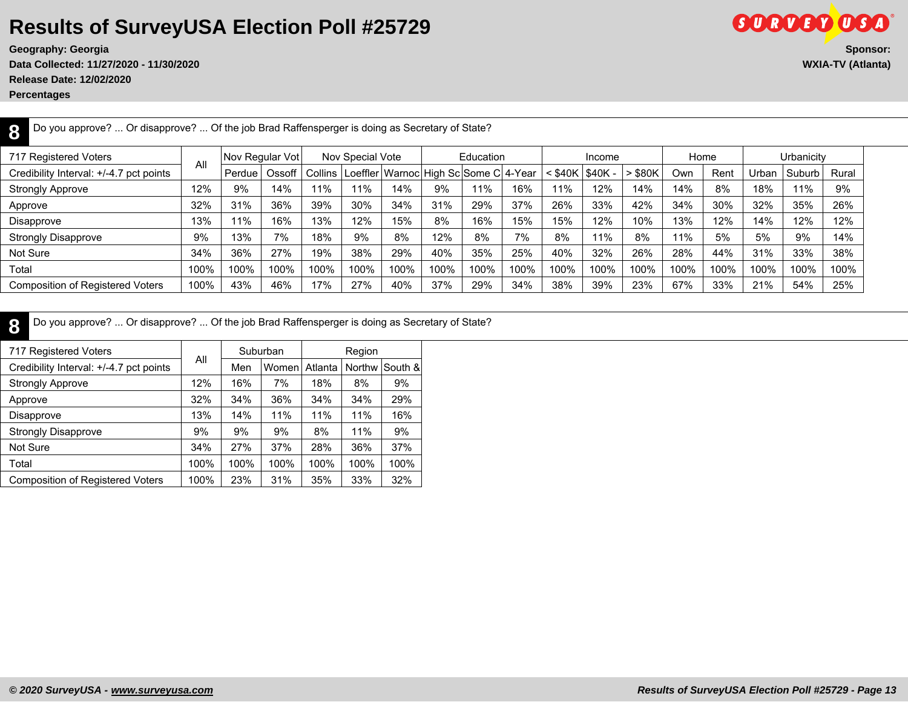# Results of SurveyUSA Election Poll #25729

**Geography: Georgia**
**Data Collected: 11/27/2020 - 11/30/2020**
**Release Date: 12/02/2020**
**Percentages**

**Sponsor:**
**WXIA-TV (Atlanta)**

**8** Do you approve? ... Or disapprove? ... Of the job Brad Raffensperger is doing as Secretary of State?

| 717 Registered Voters | All | Nov Regular Vot | | Nov Special Vote | | | Education | | | Income | | | Home | | Urbanicity | | |
|---|---|---|---|---|---|---|---|---|---|---|---|---|---|---|---|---|---|
| Credibility Interval: +/-4.7 pct points | | Perdue | Ossoff | Collins | Loeffler | Warnoc | High Sc | Some C | 4-Year | < $40K | $40K - | > $80K | Own | Rent | Urban | Suburb | Rural |
| Strongly Approve | 12% | 9% | 14% | 11% | 11% | 14% | 9% | 11% | 16% | 11% | 12% | 14% | 14% | 8% | 18% | 11% | 9% |
| Approve | 32% | 31% | 36% | 39% | 30% | 34% | 31% | 29% | 37% | 26% | 33% | 42% | 34% | 30% | 32% | 35% | 26% |
| Disapprove | 13% | 11% | 16% | 13% | 12% | 15% | 8% | 16% | 15% | 15% | 12% | 10% | 13% | 12% | 14% | 12% | 12% |
| Strongly Disapprove | 9% | 13% | 7% | 18% | 9% | 8% | 12% | 8% | 7% | 8% | 11% | 8% | 11% | 5% | 5% | 9% | 14% |
| Not Sure | 34% | 36% | 27% | 19% | 38% | 29% | 40% | 35% | 25% | 40% | 32% | 26% | 28% | 44% | 31% | 33% | 38% |
| Total | 100% | 100% | 100% | 100% | 100% | 100% | 100% | 100% | 100% | 100% | 100% | 100% | 100% | 100% | 100% | 100% | 100% |
| Composition of Registered Voters | 100% | 43% | 46% | 17% | 27% | 40% | 37% | 29% | 34% | 38% | 39% | 23% | 67% | 33% | 21% | 54% | 25% |

**8** Do you approve? ... Or disapprove? ... Of the job Brad Raffensperger is doing as Secretary of State?

| 717 Registered Voters | All | Suburban | | Region | | |
|---|---|---|---|---|---|---|
| Credibility Interval: +/-4.7 pct points | | Men | Women | Atlanta | Northw | South & |
| Strongly Approve | 12% | 16% | 7% | 18% | 8% | 9% |
| Approve | 32% | 34% | 36% | 34% | 34% | 29% |
| Disapprove | 13% | 14% | 11% | 11% | 11% | 16% |
| Strongly Disapprove | 9% | 9% | 9% | 8% | 11% | 9% |
| Not Sure | 34% | 27% | 37% | 28% | 36% | 37% |
| Total | 100% | 100% | 100% | 100% | 100% | 100% |
| Composition of Registered Voters | 100% | 23% | 31% | 35% | 33% | 32% |

*© 2020 SurveyUSA - www.surveyusa.com*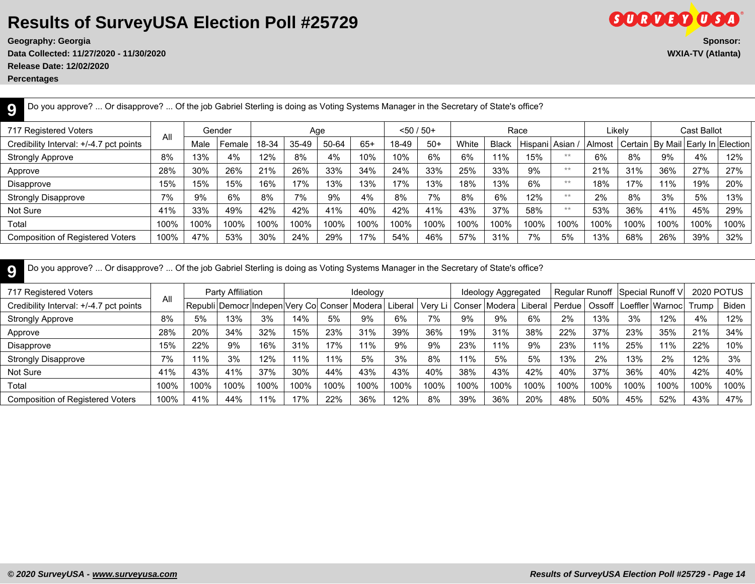# Results of SurveyUSA Election Poll #25729

**Geography: Georgia**
**Data Collected: 11/27/2020 - 11/30/2020**
**Release Date: 12/02/2020**
**Percentages**

**Sponsor:**
**WXIA-TV (Atlanta)**

**9** Do you approve? ... Or disapprove? ... Of the job Gabriel Sterling is doing as Voting Systems Manager in the Secretary of State's office?

| 717 Registered Voters | All | Gender | | Age | | | | <50 / 50+ | | Race | | | | Likely | | Cast Ballot | | |
|---|---|---|---|---|---|---|---|---|---|---|---|---|---|---|---|---|---|---|
| Credibility Interval: +/-4.7 pct points | | Male | Female | 18-34 | 35-49 | 50-64 | 65+ | 18-49 | 50+ | White | Black | Hispani | Asian / | Almost | Certain | By Mail | Early In | Election |
| Strongly Approve | 8% | 13% | 4% | 12% | 8% | 4% | 10% | 10% | 6% | 6% | 11% | 15% | ** | 6% | 8% | 9% | 4% | 12% |
| Approve | 28% | 30% | 26% | 21% | 26% | 33% | 34% | 24% | 33% | 25% | 33% | 9% | ** | 21% | 31% | 36% | 27% | 27% |
| Disapprove | 15% | 15% | 15% | 16% | 17% | 13% | 13% | 17% | 13% | 18% | 13% | 6% | ** | 18% | 17% | 11% | 19% | 20% |
| Strongly Disapprove | 7% | 9% | 6% | 8% | 7% | 9% | 4% | 8% | 7% | 8% | 6% | 12% | ** | 2% | 8% | 3% | 5% | 13% |
| Not Sure | 41% | 33% | 49% | 42% | 42% | 41% | 40% | 42% | 41% | 43% | 37% | 58% | ** | 53% | 36% | 41% | 45% | 29% |
| Total | 100% | 100% | 100% | 100% | 100% | 100% | 100% | 100% | 100% | 100% | 100% | 100% | 100% | 100% | 100% | 100% | 100% | 100% |
| Composition of Registered Voters | 100% | 47% | 53% | 30% | 24% | 29% | 17% | 54% | 46% | 57% | 31% | 7% | 5% | 13% | 68% | 26% | 39% | 32% |

**9** Do you approve? ... Or disapprove? ... Of the job Gabriel Sterling is doing as Voting Systems Manager in the Secretary of State's office?

| 717 Registered Voters | All | Party Affiliation | | | Ideology | | | | | Ideology Aggregated | | | Regular Runoff | | Special Runoff V | | 2020 POTUS | |
|---|---|---|---|---|---|---|---|---|---|---|---|---|---|---|---|---|---|---|
| Credibility Interval: +/-4.7 pct points | | Republi | Democr | Indepen | Very Co | Conser | Modera | Liberal | Very Li | Conser | Modera | Liberal | Perdue | Ossoff | Loeffler | Warnoc | Trump | Biden |
| Strongly Approve | 8% | 5% | 13% | 3% | 14% | 5% | 9% | 6% | 7% | 9% | 9% | 6% | 2% | 13% | 3% | 12% | 4% | 12% |
| Approve | 28% | 20% | 34% | 32% | 15% | 23% | 31% | 39% | 36% | 19% | 31% | 38% | 22% | 37% | 23% | 35% | 21% | 34% |
| Disapprove | 15% | 22% | 9% | 16% | 31% | 17% | 11% | 9% | 9% | 23% | 11% | 9% | 23% | 11% | 25% | 11% | 22% | 10% |
| Strongly Disapprove | 7% | 11% | 3% | 12% | 11% | 11% | 5% | 3% | 8% | 11% | 5% | 5% | 13% | 2% | 13% | 2% | 12% | 3% |
| Not Sure | 41% | 43% | 41% | 37% | 30% | 44% | 43% | 43% | 40% | 38% | 43% | 42% | 40% | 37% | 36% | 40% | 42% | 40% |
| Total | 100% | 100% | 100% | 100% | 100% | 100% | 100% | 100% | 100% | 100% | 100% | 100% | 100% | 100% | 100% | 100% | 100% | 100% |
| Composition of Registered Voters | 100% | 41% | 44% | 11% | 17% | 22% | 36% | 12% | 8% | 39% | 36% | 20% | 48% | 50% | 45% | 52% | 43% | 47% |

*© 2020 SurveyUSA - www.surveyusa.com*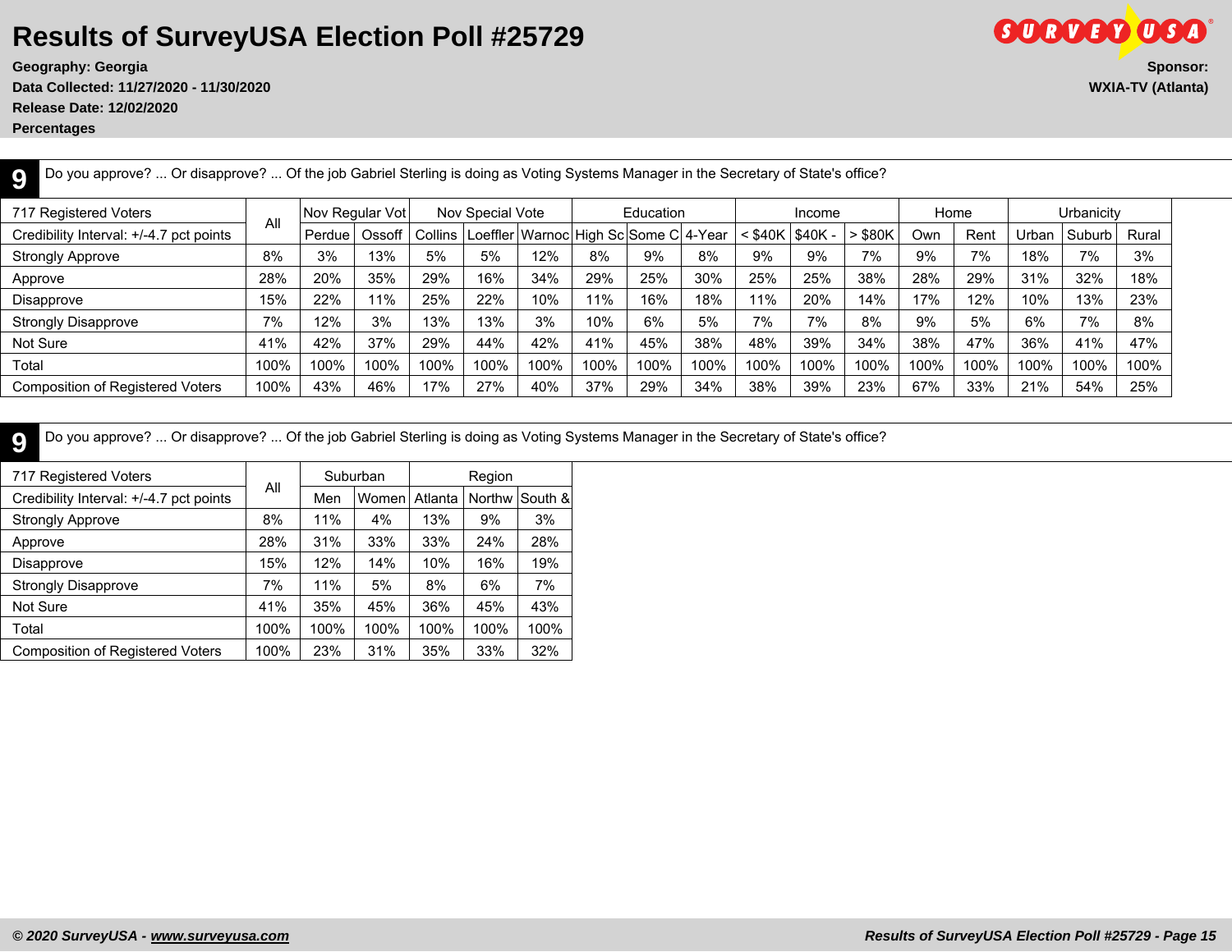# Results of SurveyUSA Election Poll #25729

**Geography: Georgia**
**Data Collected: 11/27/2020 - 11/30/2020**
**Release Date: 12/02/2020**
**Percentages**

**Sponsor:**
**WXIA-TV (Atlanta)**

**9** Do you approve? ... Or disapprove? ... Of the job Gabriel Sterling is doing as Voting Systems Manager in the Secretary of State's office?

| 717 Registered Voters | All | Nov Regular Vot | | Nov Special Vote | | | Education | | | Income | | | Home | | Urbanicity | | |
|---|---|---|---|---|---|---|---|---|---|---|---|---|---|---|---|---|---|
| Credibility Interval: +/-4.7 pct points | | Perdue | Ossoff | Collins | Loeffler | Warnoc | High Sc | Some C | 4-Year | < $40K | $40K - | > $80K | Own | Rent | Urban | Suburb | Rural |
| Strongly Approve | 8% | 3% | 13% | 5% | 5% | 12% | 8% | 9% | 8% | 9% | 9% | 7% | 9% | 7% | 18% | 7% | 3% |
| Approve | 28% | 20% | 35% | 29% | 16% | 34% | 29% | 25% | 30% | 25% | 25% | 38% | 28% | 29% | 31% | 32% | 18% |
| Disapprove | 15% | 22% | 11% | 25% | 22% | 10% | 11% | 16% | 18% | 11% | 20% | 14% | 17% | 12% | 10% | 13% | 23% |
| Strongly Disapprove | 7% | 12% | 3% | 13% | 13% | 3% | 10% | 6% | 5% | 7% | 7% | 8% | 9% | 5% | 6% | 7% | 8% |
| Not Sure | 41% | 42% | 37% | 29% | 44% | 42% | 41% | 45% | 38% | 48% | 39% | 34% | 38% | 47% | 36% | 41% | 47% |
| Total | 100% | 100% | 100% | 100% | 100% | 100% | 100% | 100% | 100% | 100% | 100% | 100% | 100% | 100% | 100% | 100% | 100% |
| Composition of Registered Voters | 100% | 43% | 46% | 17% | 27% | 40% | 37% | 29% | 34% | 38% | 39% | 23% | 67% | 33% | 21% | 54% | 25% |

**9** Do you approve? ... Or disapprove? ... Of the job Gabriel Sterling is doing as Voting Systems Manager in the Secretary of State's office?

| 717 Registered Voters | All | Suburban | | Region | | |
|---|---|---|---|---|---|---|
| Credibility Interval: +/-4.7 pct points | | Men | Women | Atlanta | Northw | South & |
| Strongly Approve | 8% | 11% | 4% | 13% | 9% | 3% |
| Approve | 28% | 31% | 33% | 33% | 24% | 28% |
| Disapprove | 15% | 12% | 14% | 10% | 16% | 19% |
| Strongly Disapprove | 7% | 11% | 5% | 8% | 6% | 7% |
| Not Sure | 41% | 35% | 45% | 36% | 45% | 43% |
| Total | 100% | 100% | 100% | 100% | 100% | 100% |
| Composition of Registered Voters | 100% | 23% | 31% | 35% | 33% | 32% |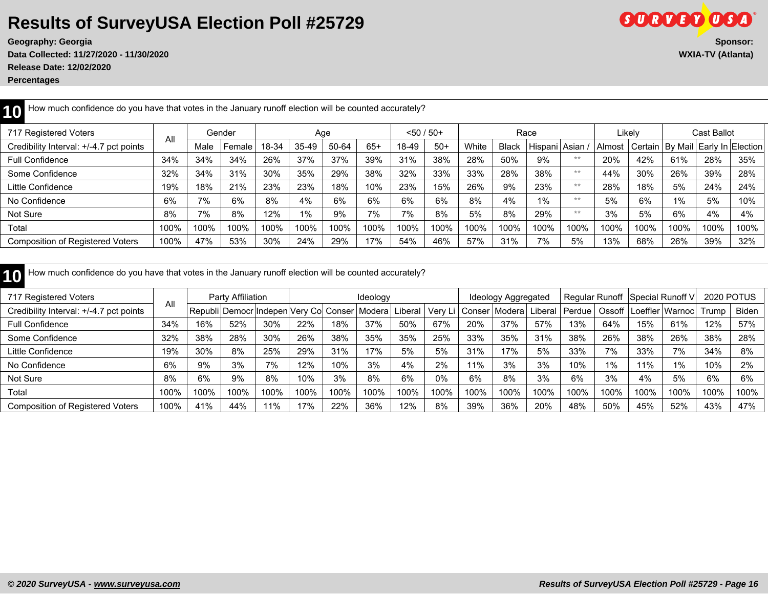# Results of SurveyUSA Election Poll #25729

**Geography: Georgia**
**Data Collected: 11/27/2020 - 11/30/2020**
**Release Date: 12/02/2020**
**Percentages**

**Sponsor:**
**WXIA-TV (Atlanta)**

## 10 How much confidence do you have that votes in the January runoff election will be counted accurately?

| 717 Registered Voters | All | Gender | | Age | | | | <50 / 50+ | | Race | | | | Likely | | Cast Ballot | | |
|---|---|---|---|---|---|---|---|---|---|---|---|---|---|---|---|---|---|---|
| Credibility Interval: +/-4.7 pct points | | Male | Female | 18-34 | 35-49 | 50-64 | 65+ | 18-49 | 50+ | White | Black | Hispani | Asian / | Almost | Certain | By Mail | Early In | Election |
| Full Confidence | 34% | 34% | 34% | 26% | 37% | 37% | 39% | 31% | 38% | 28% | 50% | 9% | ** | 20% | 42% | 61% | 28% | 35% |
| Some Confidence | 32% | 34% | 31% | 30% | 35% | 29% | 38% | 32% | 33% | 33% | 28% | 38% | ** | 44% | 30% | 26% | 39% | 28% |
| Little Confidence | 19% | 18% | 21% | 23% | 23% | 18% | 10% | 23% | 15% | 26% | 9% | 23% | ** | 28% | 18% | 5% | 24% | 24% |
| No Confidence | 6% | 7% | 6% | 8% | 4% | 6% | 6% | 6% | 6% | 8% | 4% | 1% | ** | 5% | 6% | 1% | 5% | 10% |
| Not Sure | 8% | 7% | 8% | 12% | 1% | 9% | 7% | 7% | 8% | 5% | 8% | 29% | ** | 3% | 5% | 6% | 4% | 4% |
| Total | 100% | 100% | 100% | 100% | 100% | 100% | 100% | 100% | 100% | 100% | 100% | 100% | 100% | 100% | 100% | 100% | 100% | 100% |
| Composition of Registered Voters | 100% | 47% | 53% | 30% | 24% | 29% | 17% | 54% | 46% | 57% | 31% | 7% | 5% | 13% | 68% | 26% | 39% | 32% |

## 10 How much confidence do you have that votes in the January runoff election will be counted accurately?

| 717 Registered Voters | All | Party Affiliation | | | Ideology | | | | | Ideology Aggregated | | | Regular Runoff | | Special Runoff V | | 2020 POTUS | |
|---|---|---|---|---|---|---|---|---|---|---|---|---|---|---|---|---|---|---|
| Credibility Interval: +/-4.7 pct points | | Republi | Democr | Indepen | Very Co | Conser | Modera | Liberal | Very Li | Conser | Modera | Liberal | Perdue | Ossoff | Loeffler | Warnoc | Trump | Biden |
| Full Confidence | 34% | 16% | 52% | 30% | 22% | 18% | 37% | 50% | 67% | 20% | 37% | 57% | 13% | 64% | 15% | 61% | 12% | 57% |
| Some Confidence | 32% | 38% | 28% | 30% | 26% | 38% | 35% | 35% | 25% | 33% | 35% | 31% | 38% | 26% | 38% | 26% | 38% | 28% |
| Little Confidence | 19% | 30% | 8% | 25% | 29% | 31% | 17% | 5% | 5% | 31% | 17% | 5% | 33% | 7% | 33% | 7% | 34% | 8% |
| No Confidence | 6% | 9% | 3% | 7% | 12% | 10% | 3% | 4% | 2% | 11% | 3% | 3% | 10% | 1% | 11% | 1% | 10% | 2% |
| Not Sure | 8% | 6% | 9% | 8% | 10% | 3% | 8% | 6% | 0% | 6% | 8% | 3% | 6% | 3% | 4% | 5% | 6% | 6% |
| Total | 100% | 100% | 100% | 100% | 100% | 100% | 100% | 100% | 100% | 100% | 100% | 100% | 100% | 100% | 100% | 100% | 100% | 100% |
| Composition of Registered Voters | 100% | 41% | 44% | 11% | 17% | 22% | 36% | 12% | 8% | 39% | 36% | 20% | 48% | 50% | 45% | 52% | 43% | 47% |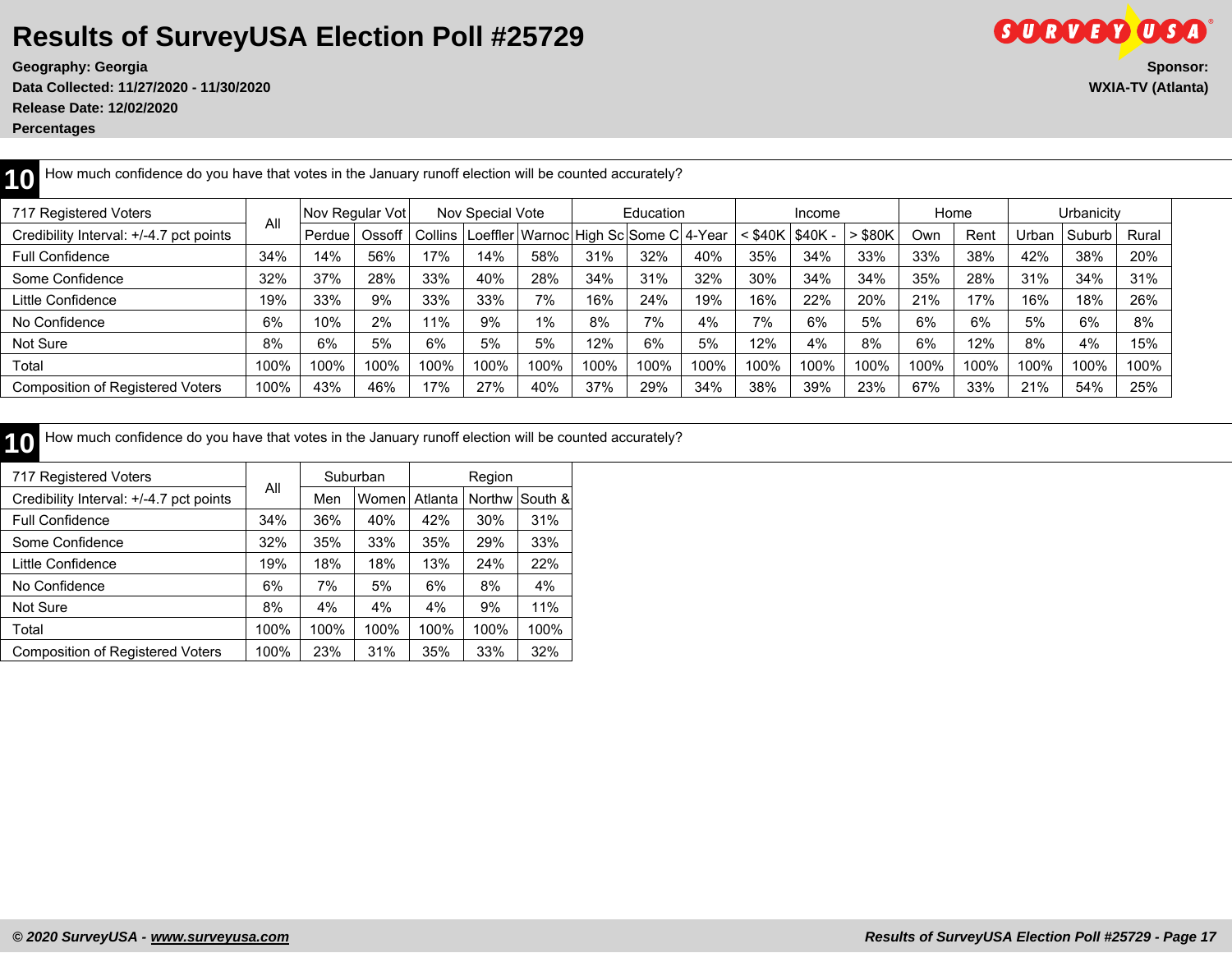# Results of SurveyUSA Election Poll #25729

**Geography: Georgia**
**Data Collected: 11/27/2020 - 11/30/2020**
**Release Date: 12/02/2020**
**Percentages**

**Sponsor:**
**WXIA-TV (Atlanta)**

## 10 How much confidence do you have that votes in the January runoff election will be counted accurately?

| 717 Registered Voters | All | Nov Regular Vot | | Nov Special Vote | | | Education | | | Income | | | Home | | Urbanicity | | |
|---|---|---|---|---|---|---|---|---|---|---|---|---|---|---|---|---|---|
| Credibility Interval: +/-4.7 pct points | | Perdue | Ossoff | Collins | Loeffler | Warnoc | High Sc | Some C | 4-Year | < $40K | $40K - | > $80K | Own | Rent | Urban | Suburb | Rural |
| Full Confidence | 34% | 14% | 56% | 17% | 14% | 58% | 31% | 32% | 40% | 35% | 34% | 33% | 33% | 38% | 42% | 38% | 20% |
| Some Confidence | 32% | 37% | 28% | 33% | 40% | 28% | 34% | 31% | 32% | 30% | 34% | 34% | 35% | 28% | 31% | 34% | 31% |
| Little Confidence | 19% | 33% | 9% | 33% | 33% | 7% | 16% | 24% | 19% | 16% | 22% | 20% | 21% | 17% | 16% | 18% | 26% |
| No Confidence | 6% | 10% | 2% | 11% | 9% | 1% | 8% | 7% | 4% | 7% | 6% | 5% | 6% | 6% | 5% | 6% | 8% |
| Not Sure | 8% | 6% | 5% | 6% | 5% | 5% | 12% | 6% | 5% | 12% | 4% | 8% | 6% | 12% | 8% | 4% | 15% |
| Total | 100% | 100% | 100% | 100% | 100% | 100% | 100% | 100% | 100% | 100% | 100% | 100% | 100% | 100% | 100% | 100% | 100% |
| Composition of Registered Voters | 100% | 43% | 46% | 17% | 27% | 40% | 37% | 29% | 34% | 38% | 39% | 23% | 67% | 33% | 21% | 54% | 25% |

## 10 How much confidence do you have that votes in the January runoff election will be counted accurately?

| 717 Registered Voters | All | Suburban | | Region | | |
|---|---|---|---|---|---|---|
| Credibility Interval: +/-4.7 pct points | | Men | Women | Atlanta | Northw | South & |
| Full Confidence | 34% | 36% | 40% | 42% | 30% | 31% |
| Some Confidence | 32% | 35% | 33% | 35% | 29% | 33% |
| Little Confidence | 19% | 18% | 18% | 13% | 24% | 22% |
| No Confidence | 6% | 7% | 5% | 6% | 8% | 4% |
| Not Sure | 8% | 4% | 4% | 4% | 9% | 11% |
| Total | 100% | 100% | 100% | 100% | 100% | 100% |
| Composition of Registered Voters | 100% | 23% | 31% | 35% | 33% | 32% |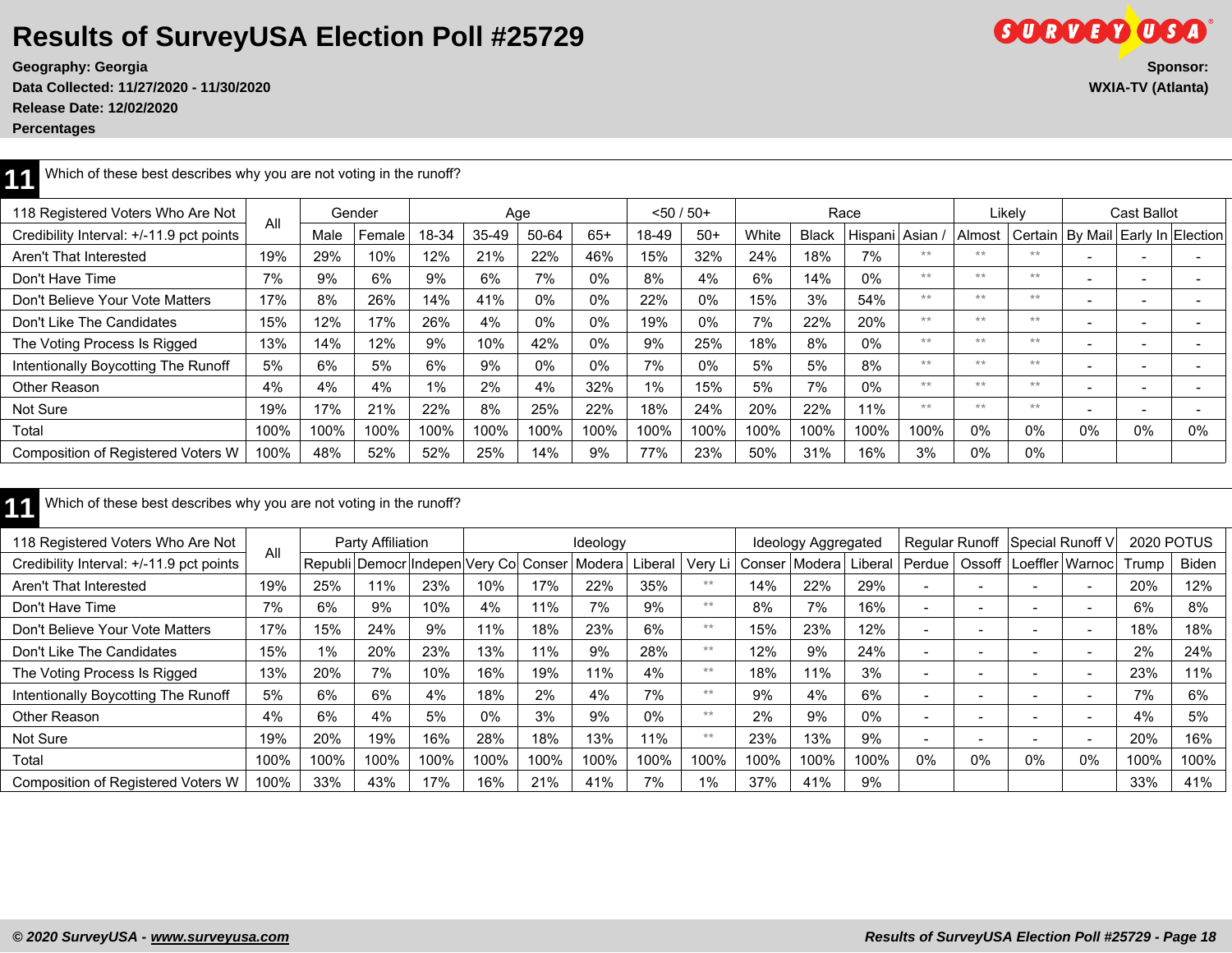# Results of SurveyUSA Election Poll #25729

**Geography: Georgia**
**Data Collected: 11/27/2020 - 11/30/2020**
**Release Date: 12/02/2020**
**Percentages**

**Sponsor:**
**WXIA-TV (Atlanta)**

## 11 Which of these best describes why you are not voting in the runoff?

| 118 Registered Voters Who Are Not | All | Gender | | Age | | | | <50 / 50+ | | Race | | | | Likely | | Cast Ballot | | |
|---|---|---|---|---|---|---|---|---|---|---|---|---|---|---|---|---|---|---|
| Credibility Interval: +/-11.9 pct points | | Male | Female | 18-34 | 35-49 | 50-64 | 65+ | 18-49 | 50+ | White | Black | Hispani | Asian / | Almost | Certain | By Mail | Early In | Election |
| Aren't That Interested | 19% | 29% | 10% | 12% | 21% | 22% | 46% | 15% | 32% | 24% | 18% | 7% | ** | ** | ** | - | - | - |
| Don't Have Time | 7% | 9% | 6% | 9% | 6% | 7% | 0% | 8% | 4% | 6% | 14% | 0% | ** | ** | ** | - | - | - |
| Don't Believe Your Vote Matters | 17% | 8% | 26% | 14% | 41% | 0% | 0% | 22% | 0% | 15% | 3% | 54% | ** | ** | ** | - | - | - |
| Don't Like The Candidates | 15% | 12% | 17% | 26% | 4% | 0% | 0% | 19% | 0% | 7% | 22% | 20% | ** | ** | ** | - | - | - |
| The Voting Process Is Rigged | 13% | 14% | 12% | 9% | 10% | 42% | 0% | 9% | 25% | 18% | 8% | 0% | ** | ** | ** | - | - | - |
| Intentionally Boycotting The Runoff | 5% | 6% | 5% | 6% | 9% | 0% | 0% | 7% | 0% | 5% | 5% | 8% | ** | ** | ** | - | - | - |
| Other Reason | 4% | 4% | 4% | 1% | 2% | 4% | 32% | 1% | 15% | 5% | 7% | 0% | ** | ** | ** | - | - | - |
| Not Sure | 19% | 17% | 21% | 22% | 8% | 25% | 22% | 18% | 24% | 20% | 22% | 11% | ** | ** | ** | - | - | - |
| Total | 100% | 100% | 100% | 100% | 100% | 100% | 100% | 100% | 100% | 100% | 100% | 100% | 100% | 0% | 0% | 0% | 0% | 0% |
| Composition of Registered Voters W | 100% | 48% | 52% | 52% | 25% | 14% | 9% | 77% | 23% | 50% | 31% | 16% | 3% | 0% | 0% | | | |

## 11 Which of these best describes why you are not voting in the runoff?

| 118 Registered Voters Who Are Not | All | Party Affiliation | | | Ideology | | | | | Ideology Aggregated | | | Regular Runoff | | Special Runoff V | | 2020 POTUS | |
|---|---|---|---|---|---|---|---|---|---|---|---|---|---|---|---|---|---|---|
| Credibility Interval: +/-11.9 pct points | | Republi | Democr | Indepen | Very Co | Conser | Modera | Liberal | Very Li | Conser | Modera | Liberal | Perdue | Ossoff | Loeffler | Warnoc | Trump | Biden |
| Aren't That Interested | 19% | 25% | 11% | 23% | 10% | 17% | 22% | 35% | ** | 14% | 22% | 29% | - | - | - | - | 20% | 12% |
| Don't Have Time | 7% | 6% | 9% | 10% | 4% | 11% | 7% | 9% | ** | 8% | 7% | 16% | - | - | - | - | 6% | 8% |
| Don't Believe Your Vote Matters | 17% | 15% | 24% | 9% | 11% | 18% | 23% | 6% | ** | 15% | 23% | 12% | - | - | - | - | 18% | 18% |
| Don't Like The Candidates | 15% | 1% | 20% | 23% | 13% | 11% | 9% | 28% | ** | 12% | 9% | 24% | - | - | - | - | 2% | 24% |
| The Voting Process Is Rigged | 13% | 20% | 7% | 10% | 16% | 19% | 11% | 4% | ** | 18% | 11% | 3% | - | - | - | - | 23% | 11% |
| Intentionally Boycotting The Runoff | 5% | 6% | 6% | 4% | 18% | 2% | 4% | 7% | ** | 9% | 4% | 6% | - | - | - | - | 7% | 6% |
| Other Reason | 4% | 6% | 4% | 5% | 0% | 3% | 9% | 0% | ** | 2% | 9% | 0% | - | - | - | - | 4% | 5% |
| Not Sure | 19% | 20% | 19% | 16% | 28% | 18% | 13% | 11% | ** | 23% | 13% | 9% | - | - | - | - | 20% | 16% |
| Total | 100% | 100% | 100% | 100% | 100% | 100% | 100% | 100% | 100% | 100% | 100% | 100% | 0% | 0% | 0% | 0% | 100% | 100% |
| Composition of Registered Voters W | 100% | 33% | 43% | 17% | 16% | 21% | 41% | 7% | 1% | 37% | 41% | 9% | | | | | 33% | 41% |

*© 2020 SurveyUSA - www.surveyusa.com*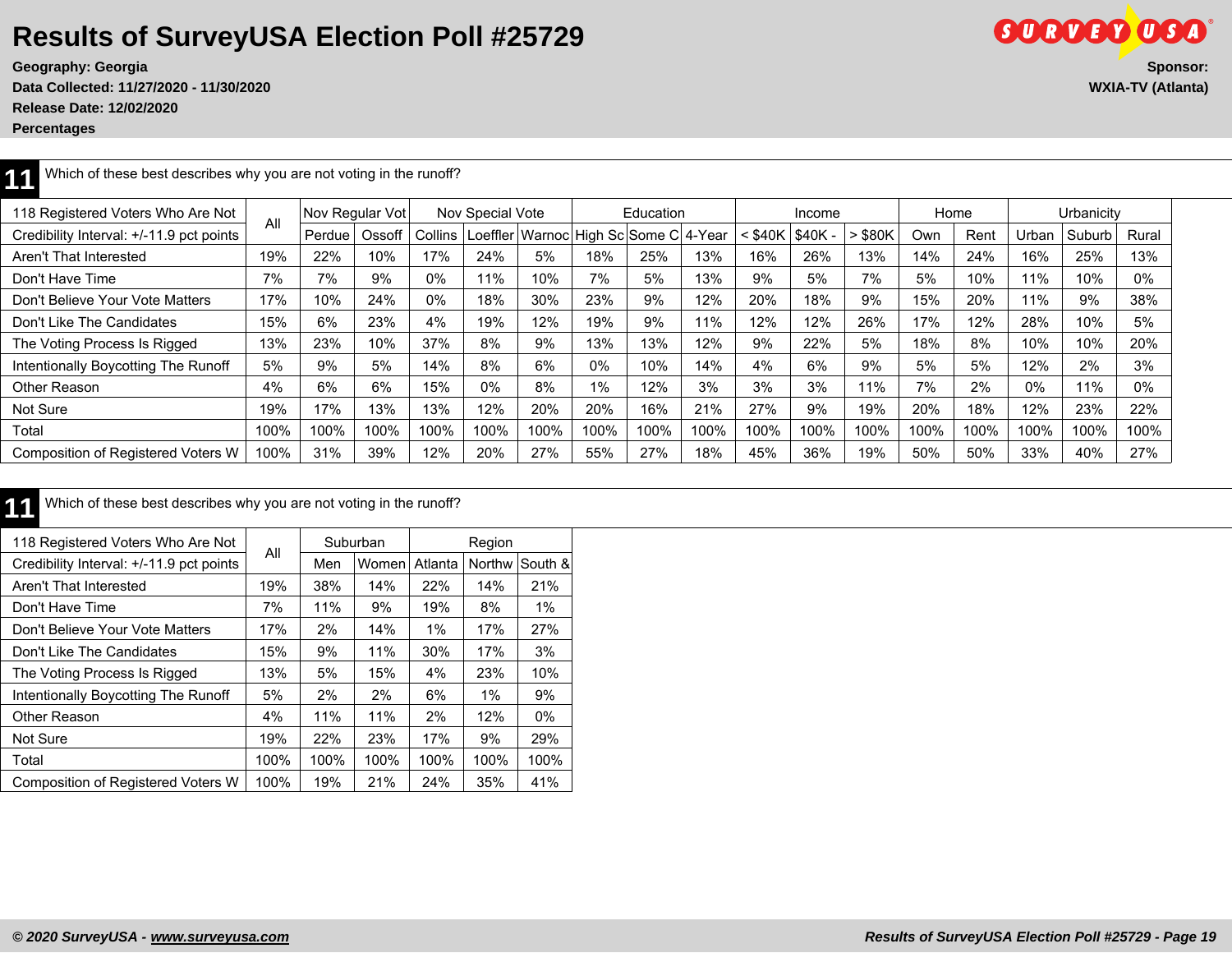# Results of SurveyUSA Election Poll #25729

**Geography: Georgia**
**Data Collected: 11/27/2020 - 11/30/2020**
**Release Date: 12/02/2020**
**Percentages**

**Sponsor:**
**WXIA-TV (Atlanta)**

## 11 Which of these best describes why you are not voting in the runoff?

| 118 Registered Voters Who Are Not | All | Nov Regular Vot | | Nov Special Vote | | | Education | | | Income | | | Home | | Urbanicity | | |
|---|---|---|---|---|---|---|---|---|---|---|---|---|---|---|---|---|---|
| Credibility Interval: +/-11.9 pct points | | Perdue | Ossoff | Collins | Loeffler | Warnoc | High Sc | Some C | 4-Year | < $40K | $40K - | > $80K | Own | Rent | Urban | Suburb | Rural |
| Aren't That Interested | 19% | 22% | 10% | 17% | 24% | 5% | 18% | 25% | 13% | 16% | 26% | 13% | 14% | 24% | 16% | 25% | 13% |
| Don't Have Time | 7% | 7% | 9% | 0% | 11% | 10% | 7% | 5% | 13% | 9% | 5% | 7% | 5% | 10% | 11% | 10% | 0% |
| Don't Believe Your Vote Matters | 17% | 10% | 24% | 0% | 18% | 30% | 23% | 9% | 12% | 20% | 18% | 9% | 15% | 20% | 11% | 9% | 38% |
| Don't Like The Candidates | 15% | 6% | 23% | 4% | 19% | 12% | 19% | 9% | 11% | 12% | 12% | 26% | 17% | 12% | 28% | 10% | 5% |
| The Voting Process Is Rigged | 13% | 23% | 10% | 37% | 8% | 9% | 13% | 13% | 12% | 9% | 22% | 5% | 18% | 8% | 10% | 10% | 20% |
| Intentionally Boycotting The Runoff | 5% | 9% | 5% | 14% | 8% | 6% | 0% | 10% | 14% | 4% | 6% | 9% | 5% | 5% | 12% | 2% | 3% |
| Other Reason | 4% | 6% | 6% | 15% | 0% | 8% | 1% | 12% | 3% | 3% | 3% | 11% | 7% | 2% | 0% | 11% | 0% |
| Not Sure | 19% | 17% | 13% | 13% | 12% | 20% | 20% | 16% | 21% | 27% | 9% | 19% | 20% | 18% | 12% | 23% | 22% |
| Total | 100% | 100% | 100% | 100% | 100% | 100% | 100% | 100% | 100% | 100% | 100% | 100% | 100% | 100% | 100% | 100% | 100% |
| Composition of Registered Voters W | 100% | 31% | 39% | 12% | 20% | 27% | 55% | 27% | 18% | 45% | 36% | 19% | 50% | 50% | 33% | 40% | 27% |

## 11 Which of these best describes why you are not voting in the runoff?

| 118 Registered Voters Who Are Not | All | Suburban | | Region | | |
|---|---|---|---|---|---|---|
| Credibility Interval: +/-11.9 pct points | | Men | Women | Atlanta | Northw | South & |
| Aren't That Interested | 19% | 38% | 14% | 22% | 14% | 21% |
| Don't Have Time | 7% | 11% | 9% | 19% | 8% | 1% |
| Don't Believe Your Vote Matters | 17% | 2% | 14% | 1% | 17% | 27% |
| Don't Like The Candidates | 15% | 9% | 11% | 30% | 17% | 3% |
| The Voting Process Is Rigged | 13% | 5% | 15% | 4% | 23% | 10% |
| Intentionally Boycotting The Runoff | 5% | 2% | 2% | 6% | 1% | 9% |
| Other Reason | 4% | 11% | 11% | 2% | 12% | 0% |
| Not Sure | 19% | 22% | 23% | 17% | 9% | 29% |
| Total | 100% | 100% | 100% | 100% | 100% | 100% |
| Composition of Registered Voters W | 100% | 19% | 21% | 24% | 35% | 41% |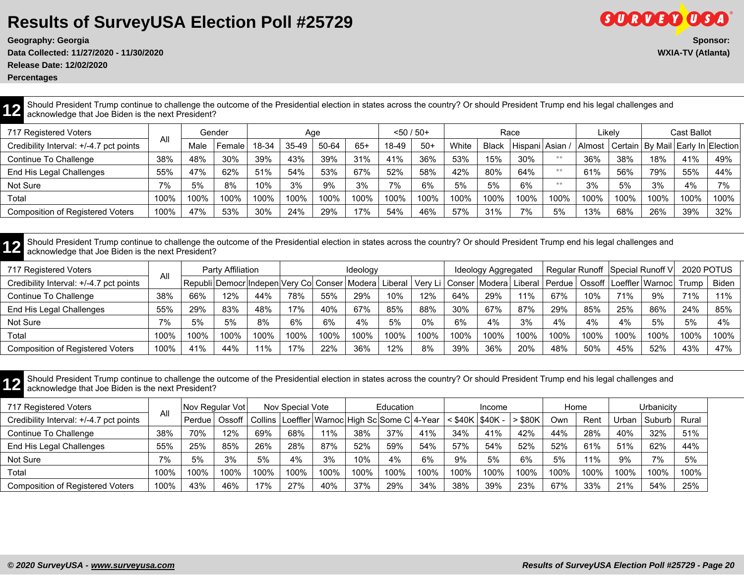# Results of SurveyUSA Election Poll #25729

**Geography: Georgia**
**Data Collected: 11/27/2020 - 11/30/2020**
**Release Date: 12/02/2020**
**Percentages**

**Sponsor:**
**WXIA-TV (Atlanta)**

## 12

Should President Trump continue to challenge the outcome of the Presidential election in states across the country? Or should President Trump end his legal challenges and acknowledge that Joe Biden is the next President?

| 717 Registered Voters | All | Gender | | Age | | | | <50 / 50+ | | Race | | | | Likely | | Cast Ballot | | |
|---|---|---|---|---|---|---|---|---|---|---|---|---|---|---|---|---|---|---|
| Credibility Interval: +/-4.7 pct points | | Male | Female | 18-34 | 35-49 | 50-64 | 65+ | 18-49 | 50+ | White | Black | Hispani | Asian / | Almost | Certain | By Mail | Early In | Election |
| Continue To Challenge | 38% | 48% | 30% | 39% | 43% | 39% | 31% | 41% | 36% | 53% | 15% | 30% | ** | 36% | 38% | 18% | 41% | 49% |
| End His Legal Challenges | 55% | 47% | 62% | 51% | 54% | 53% | 67% | 52% | 58% | 42% | 80% | 64% | ** | 61% | 56% | 79% | 55% | 44% |
| Not Sure | 7% | 5% | 8% | 10% | 3% | 9% | 3% | 7% | 6% | 5% | 5% | 6% | ** | 3% | 5% | 3% | 4% | 7% |
| Total | 100% | 100% | 100% | 100% | 100% | 100% | 100% | 100% | 100% | 100% | 100% | 100% | 100% | 100% | 100% | 100% | 100% | 100% |
| Composition of Registered Voters | 100% | 47% | 53% | 30% | 24% | 29% | 17% | 54% | 46% | 57% | 31% | 7% | 5% | 13% | 68% | 26% | 39% | 32% |

## 12

Should President Trump continue to challenge the outcome of the Presidential election in states across the country? Or should President Trump end his legal challenges and acknowledge that Joe Biden is the next President?

| 717 Registered Voters | All | Party Affiliation | | | Ideology | | | | | Ideology Aggregated | | | Regular Runoff | | Special Runoff V | | 2020 POTUS | |
|---|---|---|---|---|---|---|---|---|---|---|---|---|---|---|---|---|---|---|
| Credibility Interval: +/-4.7 pct points | | Republi | Democr | Indepen | Very Co | Conser | Modera | Liberal | Very Li | Conser | Modera | Liberal | Perdue | Ossoff | Loeffler | Warnoc | Trump | Biden |
| Continue To Challenge | 38% | 66% | 12% | 44% | 78% | 55% | 29% | 10% | 12% | 64% | 29% | 11% | 67% | 10% | 71% | 9% | 71% | 11% |
| End His Legal Challenges | 55% | 29% | 83% | 48% | 17% | 40% | 67% | 85% | 88% | 30% | 67% | 87% | 29% | 85% | 25% | 86% | 24% | 85% |
| Not Sure | 7% | 5% | 5% | 8% | 6% | 6% | 4% | 5% | 0% | 6% | 4% | 3% | 4% | 4% | 4% | 5% | 5% | 4% |
| Total | 100% | 100% | 100% | 100% | 100% | 100% | 100% | 100% | 100% | 100% | 100% | 100% | 100% | 100% | 100% | 100% | 100% | 100% |
| Composition of Registered Voters | 100% | 41% | 44% | 11% | 17% | 22% | 36% | 12% | 8% | 39% | 36% | 20% | 48% | 50% | 45% | 52% | 43% | 47% |

## 12

Should President Trump continue to challenge the outcome of the Presidential election in states across the country? Or should President Trump end his legal challenges and acknowledge that Joe Biden is the next President?

| 717 Registered Voters | All | Nov Regular Vot | | Nov Special Vote | | | Education | | | Income | | | Home | | Urbanicity | | |
|---|---|---|---|---|---|---|---|---|---|---|---|---|---|---|---|---|---|
| Credibility Interval: +/-4.7 pct points | | Perdue | Ossoff | Collins | Loeffler | Warnoc | High Sc | Some C | 4-Year | < $40K | $40K - | > $80K | Own | Rent | Urban | Suburb | Rural |
| Continue To Challenge | 38% | 70% | 12% | 69% | 68% | 11% | 38% | 37% | 41% | 34% | 41% | 42% | 44% | 28% | 40% | 32% | 51% |
| End His Legal Challenges | 55% | 25% | 85% | 26% | 28% | 87% | 52% | 59% | 54% | 57% | 54% | 52% | 52% | 61% | 51% | 62% | 44% |
| Not Sure | 7% | 5% | 3% | 5% | 4% | 3% | 10% | 4% | 6% | 9% | 5% | 6% | 5% | 11% | 9% | 7% | 5% |
| Total | 100% | 100% | 100% | 100% | 100% | 100% | 100% | 100% | 100% | 100% | 100% | 100% | 100% | 100% | 100% | 100% | 100% |
| Composition of Registered Voters | 100% | 43% | 46% | 17% | 27% | 40% | 37% | 29% | 34% | 38% | 39% | 23% | 67% | 33% | 21% | 54% | 25% |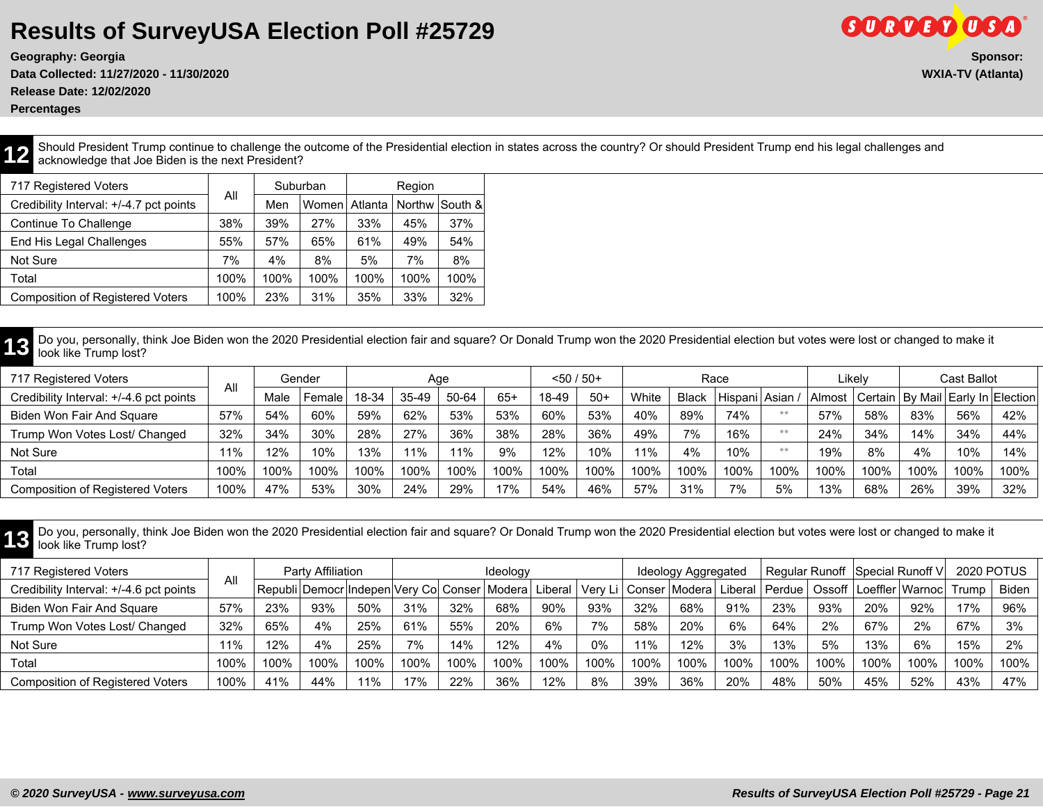# Results of SurveyUSA Election Poll #25729

**Geography: Georgia**
**Data Collected: 11/27/2020 - 11/30/2020**
**Release Date: 12/02/2020**
**Percentages**

**Sponsor:**
**WXIA-TV (Atlanta)**

## 12

Should President Trump continue to challenge the outcome of the Presidential election in states across the country? Or should President Trump end his legal challenges and acknowledge that Joe Biden is the next President?

| 717 Registered Voters | All | Suburban | | Region | | |
|---|---|---|---|---|---|---|
| Credibility Interval: +/-4.7 pct points | | Men | Women | Atlanta | Northw | South & |
| Continue To Challenge | 38% | 39% | 27% | 33% | 45% | 37% |
| End His Legal Challenges | 55% | 57% | 65% | 61% | 49% | 54% |
| Not Sure | 7% | 4% | 8% | 5% | 7% | 8% |
| Total | 100% | 100% | 100% | 100% | 100% | 100% |
| Composition of Registered Voters | 100% | 23% | 31% | 35% | 33% | 32% |

## 13

Do you, personally, think Joe Biden won the 2020 Presidential election fair and square? Or Donald Trump won the 2020 Presidential election but votes were lost or changed to make it look like Trump lost?

| 717 Registered Voters | All | Gender | | Age | | | | <50 / 50+ | | Race | | | | Likely | | Cast Ballot | | |
|---|---|---|---|---|---|---|---|---|---|---|---|---|---|---|---|---|---|---|
| Credibility Interval: +/-4.6 pct points | | Male | Female | 18-34 | 35-49 | 50-64 | 65+ | 18-49 | 50+ | White | Black | Hispani | Asian / | Almost | Certain | By Mail | Early In | Election |
| Biden Won Fair And Square | 57% | 54% | 60% | 59% | 62% | 53% | 53% | 60% | 53% | 40% | 89% | 74% | ** | 57% | 58% | 83% | 56% | 42% |
| Trump Won Votes Lost/ Changed | 32% | 34% | 30% | 28% | 27% | 36% | 38% | 28% | 36% | 49% | 7% | 16% | ** | 24% | 34% | 14% | 34% | 44% |
| Not Sure | 11% | 12% | 10% | 13% | 11% | 11% | 9% | 12% | 10% | 11% | 4% | 10% | ** | 19% | 8% | 4% | 10% | 14% |
| Total | 100% | 100% | 100% | 100% | 100% | 100% | 100% | 100% | 100% | 100% | 100% | 100% | 100% | 100% | 100% | 100% | 100% | 100% |
| Composition of Registered Voters | 100% | 47% | 53% | 30% | 24% | 29% | 17% | 54% | 46% | 57% | 31% | 7% | 5% | 13% | 68% | 26% | 39% | 32% |

## 13

Do you, personally, think Joe Biden won the 2020 Presidential election fair and square? Or Donald Trump won the 2020 Presidential election but votes were lost or changed to make it look like Trump lost?

| 717 Registered Voters | All | Party Affiliation | | | Ideology | | | | | Ideology Aggregated | | | Regular Runoff | | Special Runoff V | | 2020 POTUS | |
|---|---|---|---|---|---|---|---|---|---|---|---|---|---|---|---|---|---|---|
| Credibility Interval: +/-4.6 pct points | | Republi | Democr | Indepen | Very Co | Conser | Modera | Liberal | Very Li | Conser | Modera | Liberal | Perdue | Ossoff | Loeffler | Warnoc | Trump | Biden |
| Biden Won Fair And Square | 57% | 23% | 93% | 50% | 31% | 32% | 68% | 90% | 93% | 32% | 68% | 91% | 23% | 93% | 20% | 92% | 17% | 96% |
| Trump Won Votes Lost/ Changed | 32% | 65% | 4% | 25% | 61% | 55% | 20% | 6% | 7% | 58% | 20% | 6% | 64% | 2% | 67% | 2% | 67% | 3% |
| Not Sure | 11% | 12% | 4% | 25% | 7% | 14% | 12% | 4% | 0% | 11% | 12% | 3% | 13% | 5% | 13% | 6% | 15% | 2% |
| Total | 100% | 100% | 100% | 100% | 100% | 100% | 100% | 100% | 100% | 100% | 100% | 100% | 100% | 100% | 100% | 100% | 100% | 100% |
| Composition of Registered Voters | 100% | 41% | 44% | 11% | 17% | 22% | 36% | 12% | 8% | 39% | 36% | 20% | 48% | 50% | 45% | 52% | 43% | 47% |

*© 2020 SurveyUSA - www.surveyusa.com*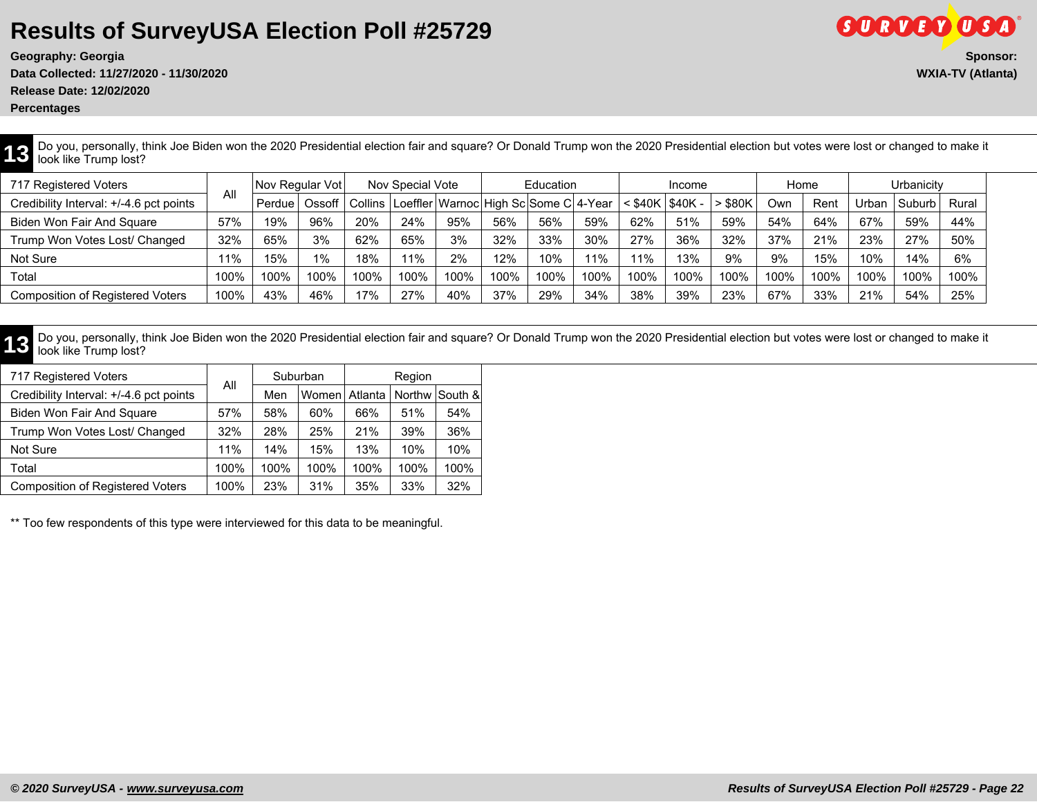# Results of SurveyUSA Election Poll #25729

**Geography: Georgia**
**Data Collected: 11/27/2020 - 11/30/2020**
**Release Date: 12/02/2020**
**Percentages**

**Sponsor:**
**WXIA-TV (Atlanta)**

**13** Do you, personally, think Joe Biden won the 2020 Presidential election fair and square? Or Donald Trump won the 2020 Presidential election but votes were lost or changed to make it look like Trump lost?

| 717 Registered Voters | All | Nov Regular Vot | | Nov Special Vote | | | Education | | | Income | | | Home | | Urbanicity | | |
|---|---|---|---|---|---|---|---|---|---|---|---|---|---|---|---|---|---|
| Credibility Interval: +/-4.6 pct points | | Perdue | Ossoff | Collins | Loeffler | Warnoc | High Sc | Some C | 4-Year | < $40K | $40K - | > $80K | Own | Rent | Urban | Suburb | Rural |
| Biden Won Fair And Square | 57% | 19% | 96% | 20% | 24% | 95% | 56% | 56% | 59% | 62% | 51% | 59% | 54% | 64% | 67% | 59% | 44% |
| Trump Won Votes Lost/ Changed | 32% | 65% | 3% | 62% | 65% | 3% | 32% | 33% | 30% | 27% | 36% | 32% | 37% | 21% | 23% | 27% | 50% |
| Not Sure | 11% | 15% | 1% | 18% | 11% | 2% | 12% | 10% | 11% | 11% | 13% | 9% | 9% | 15% | 10% | 14% | 6% |
| Total | 100% | 100% | 100% | 100% | 100% | 100% | 100% | 100% | 100% | 100% | 100% | 100% | 100% | 100% | 100% | 100% | 100% |
| Composition of Registered Voters | 100% | 43% | 46% | 17% | 27% | 40% | 37% | 29% | 34% | 38% | 39% | 23% | 67% | 33% | 21% | 54% | 25% |

**13** Do you, personally, think Joe Biden won the 2020 Presidential election fair and square? Or Donald Trump won the 2020 Presidential election but votes were lost or changed to make it look like Trump lost?

| 717 Registered Voters | All | Suburban | | Region | | |
|---|---|---|---|---|---|---|
| Credibility Interval: +/-4.6 pct points | | Men | Women | Atlanta | Northw | South & |
| Biden Won Fair And Square | 57% | 58% | 60% | 66% | 51% | 54% |
| Trump Won Votes Lost/ Changed | 32% | 28% | 25% | 21% | 39% | 36% |
| Not Sure | 11% | 14% | 15% | 13% | 10% | 10% |
| Total | 100% | 100% | 100% | 100% | 100% | 100% |
| Composition of Registered Voters | 100% | 23% | 31% | 35% | 33% | 32% |

** Too few respondents of this type were interviewed for this data to be meaningful.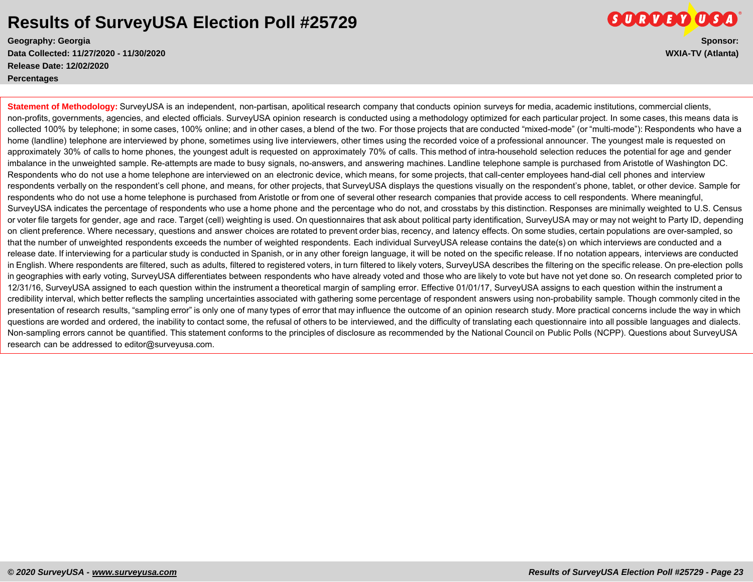# Results of SurveyUSA Election Poll #25729

**Geography: Georgia**
**Data Collected: 11/27/2020 - 11/30/2020**
**Release Date: 12/02/2020**
**Percentages**

**Sponsor:**
**WXIA-TV (Atlanta)**

**Statement of Methodology:** SurveyUSA is an independent, non-partisan, apolitical research company that conducts opinion surveys for media, academic institutions, commercial clients, non-profits, governments, agencies, and elected officials. SurveyUSA opinion research is conducted using a methodology optimized for each particular project. In some cases, this means data is collected 100% by telephone; in some cases, 100% online; and in other cases, a blend of the two. For those projects that are conducted "mixed-mode" (or "multi-mode"): Respondents who have a home (landline) telephone are interviewed by phone, sometimes using live interviewers, other times using the recorded voice of a professional announcer. The youngest male is requested on approximately 30% of calls to home phones, the youngest adult is requested on approximately 70% of calls. This method of intra-household selection reduces the potential for age and gender imbalance in the unweighted sample. Re-attempts are made to busy signals, no-answers, and answering machines. Landline telephone sample is purchased from Aristotle of Washington DC. Respondents who do not use a home telephone are interviewed on an electronic device, which means, for some projects, that call-center employees hand-dial cell phones and interview respondents verbally on the respondent's cell phone, and means, for other projects, that SurveyUSA displays the questions visually on the respondent's phone, tablet, or other device. Sample for respondents who do not use a home telephone is purchased from Aristotle or from one of several other research companies that provide access to cell respondents. Where meaningful, SurveyUSA indicates the percentage of respondents who use a home phone and the percentage who do not, and crosstabs by this distinction. Responses are minimally weighted to U.S. Census or voter file targets for gender, age and race. Target (cell) weighting is used. On questionnaires that ask about political party identification, SurveyUSA may or may not weight to Party ID, depending on client preference. Where necessary, questions and answer choices are rotated to prevent order bias, recency, and latency effects. On some studies, certain populations are over-sampled, so that the number of unweighted respondents exceeds the number of weighted respondents. Each individual SurveyUSA release contains the date(s) on which interviews are conducted and a release date. If interviewing for a particular study is conducted in Spanish, or in any other foreign language, it will be noted on the specific release. If no notation appears, interviews are conducted in English. Where respondents are filtered, such as adults, filtered to registered voters, in turn filtered to likely voters, SurveyUSA describes the filtering on the specific release. On pre-election polls in geographies with early voting, SurveyUSA differentiates between respondents who have already voted and those who are likely to vote but have not yet done so. On research completed prior to 12/31/16, SurveyUSA assigned to each question within the instrument a theoretical margin of sampling error. Effective 01/01/17, SurveyUSA assigns to each question within the instrument a credibility interval, which better reflects the sampling uncertainties associated with gathering some percentage of respondent answers using non-probability sample. Though commonly cited in the presentation of research results, "sampling error" is only one of many types of error that may influence the outcome of an opinion research study. More practical concerns include the way in which questions are worded and ordered, the inability to contact some, the refusal of others to be interviewed, and the difficulty of translating each questionnaire into all possible languages and dialects. Non-sampling errors cannot be quantified. This statement conforms to the principles of disclosure as recommended by the National Council on Public Polls (NCPP). Questions about SurveyUSA research can be addressed to editor@surveyusa.com.